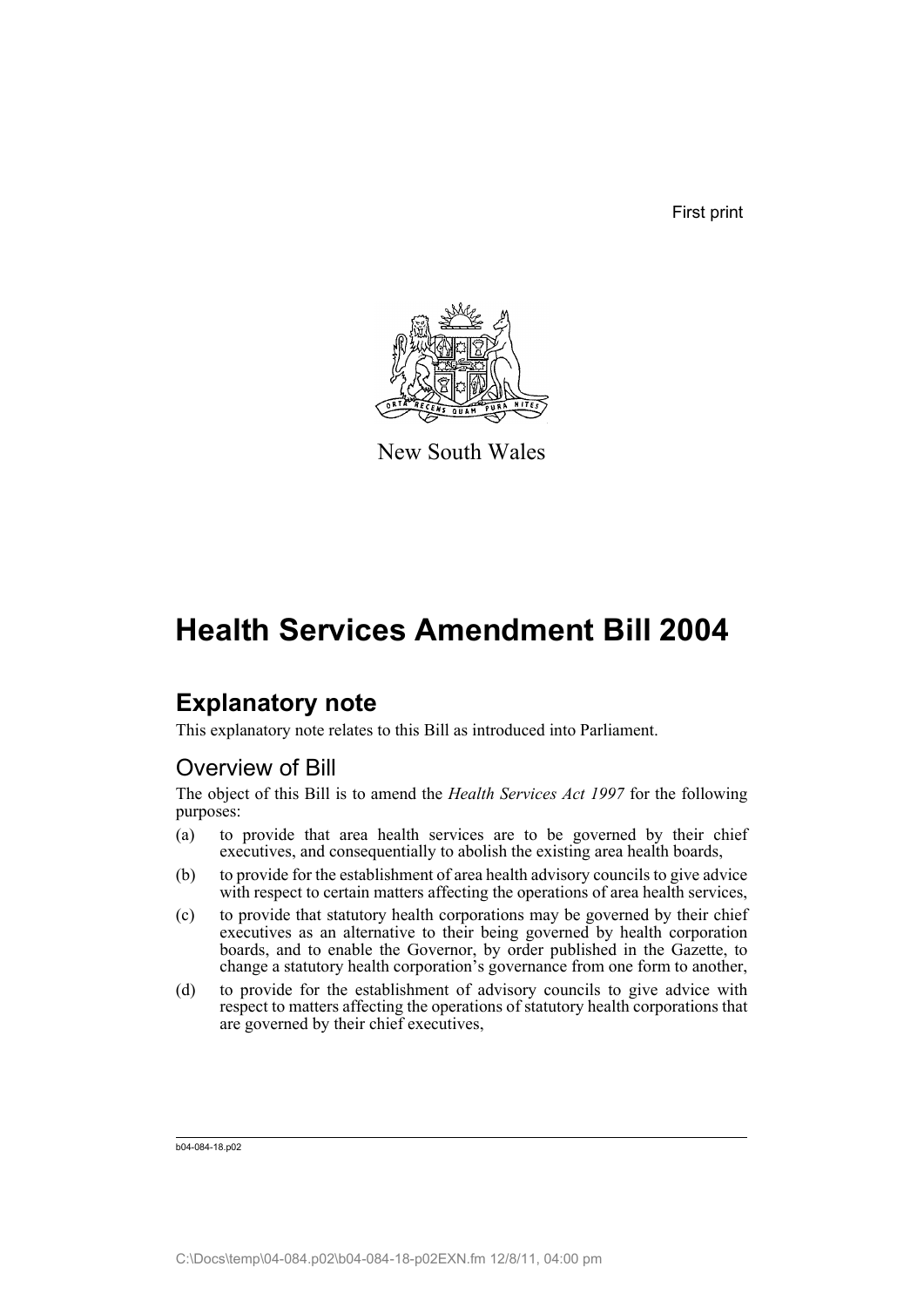First print

New South Wales

# Health Services Amendment Bill 2004

## Explanatory note

This explanatory note relates to this Bill as introduced into Parliament.

### Overview of Bill

The object of this Bill is to amend the *Health Services Act 1997* for the following purposes:

(a) to provide that area health services are to be governed by their chief executives, and consequentially to abolish the existing area health boards,

(b) to provide for the establishment of area health advisory councils to give advice with respect to certain matters affecting the operations of area health services,

(c) to provide that statutory health corporations may be governed by their chief executives as an alternative to their being governed by health corporation boards, and to enable the Governor, by order published in the Gazette, to change a statutory health corporation's governance from one form to another,

(d) to provide for the establishment of advisory councils to give advice with respect to matters affecting the operations of statutory health corporations that are governed by their chief executives,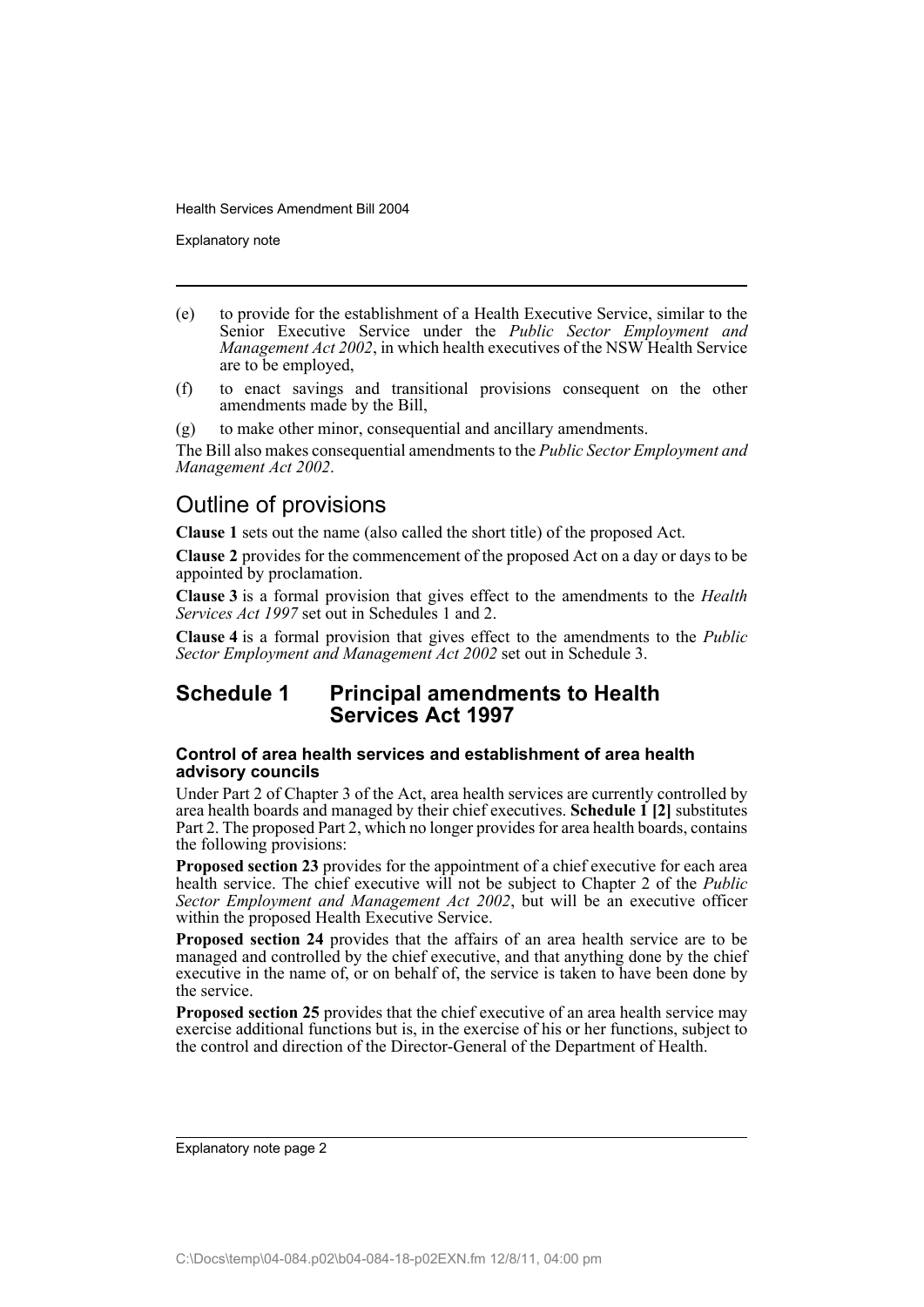(e) to provide for the establishment of a Health Executive Service, similar to the Senior Executive Service under the *Public Sector Employment and Management Act 2002*, in which health executives of the NSW Health Service are to be employed,

(f) to enact savings and transitional provisions consequent on the other amendments made by the Bill,

(g) to make other minor, consequential and ancillary amendments.

The Bill also makes consequential amendments to the *Public Sector Employment and Management Act 2002*.

## Outline of provisions

**Clause 1** sets out the name (also called the short title) of the proposed Act.

**Clause 2** provides for the commencement of the proposed Act on a day or days to be appointed by proclamation.

**Clause 3** is a formal provision that gives effect to the amendments to the *Health Services Act 1997* set out in Schedules 1 and 2.

**Clause 4** is a formal provision that gives effect to the amendments to the *Public Sector Employment and Management Act 2002* set out in Schedule 3.

## Schedule 1 Principal amendments to Health Services Act 1997

### Control of area health services and establishment of area health advisory councils

Under Part 2 of Chapter 3 of the Act, area health services are currently controlled by area health boards and managed by their chief executives. **Schedule 1 [2]** substitutes Part 2. The proposed Part 2, which no longer provides for area health boards, contains the following provisions:

**Proposed section 23** provides for the appointment of a chief executive for each area health service. The chief executive will not be subject to Chapter 2 of the *Public Sector Employment and Management Act 2002*, but will be an executive officer within the proposed Health Executive Service.

**Proposed section 24** provides that the affairs of an area health service are to be managed and controlled by the chief executive, and that anything done by the chief executive in the name of, or on behalf of, the service is taken to have been done by the service.

**Proposed section 25** provides that the chief executive of an area health service may exercise additional functions but is, in the exercise of his or her functions, subject to the control and direction of the Director-General of the Department of Health.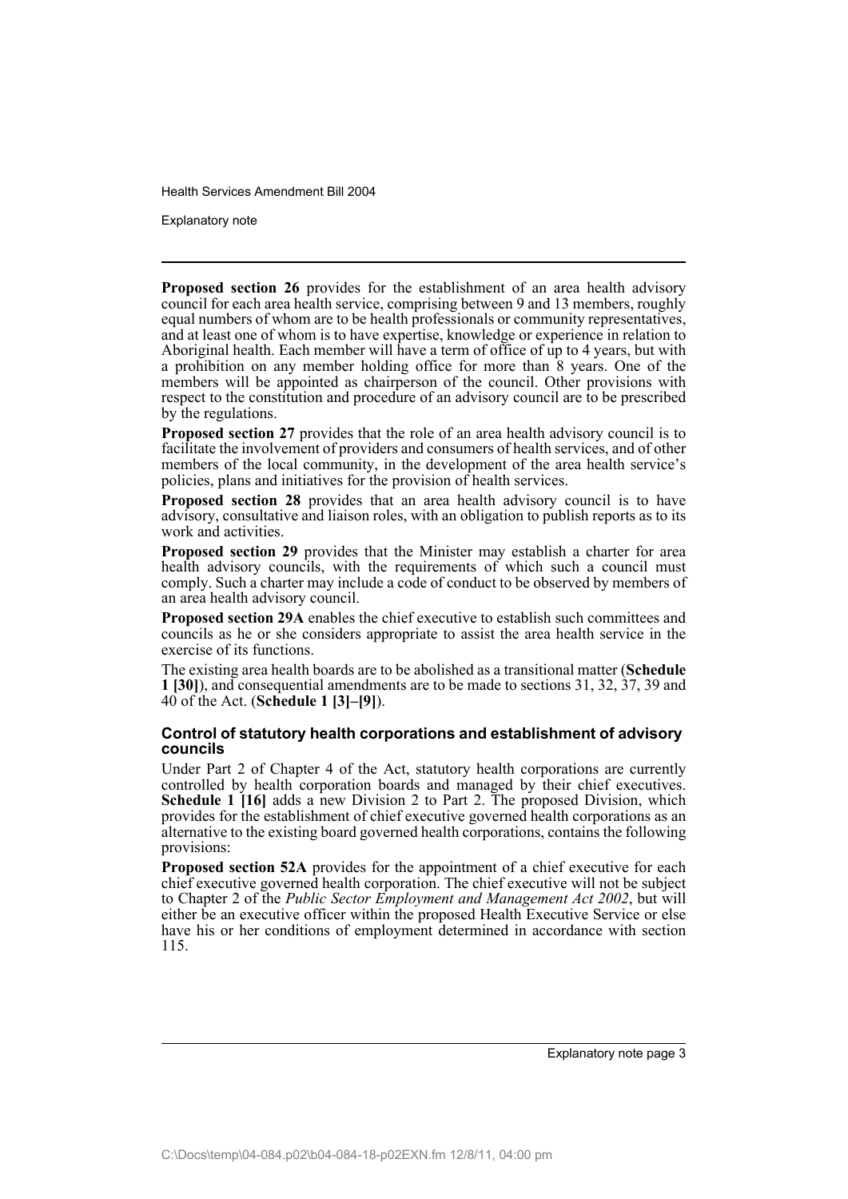**Proposed section 26** provides for the establishment of an area health advisory council for each area health service, comprising between 9 and 13 members, roughly equal numbers of whom are to be health professionals or community representatives, and at least one of whom is to have expertise, knowledge or experience in relation to Aboriginal health. Each member will have a term of office of up to 4 years, but with a prohibition on any member holding office for more than 8 years. One of the members will be appointed as chairperson of the council. Other provisions with respect to the constitution and procedure of an advisory council are to be prescribed by the regulations.

**Proposed section 27** provides that the role of an area health advisory council is to facilitate the involvement of providers and consumers of health services, and of other members of the local community, in the development of the area health service's policies, plans and initiatives for the provision of health services.

**Proposed section 28** provides that an area health advisory council is to have advisory, consultative and liaison roles, with an obligation to publish reports as to its work and activities.

**Proposed section 29** provides that the Minister may establish a charter for area health advisory councils, with the requirements of which such a council must comply. Such a charter may include a code of conduct to be observed by members of an area health advisory council.

**Proposed section 29A** enables the chief executive to establish such committees and councils as he or she considers appropriate to assist the area health service in the exercise of its functions.

The existing area health boards are to be abolished as a transitional matter (**Schedule 1 [30]**), and consequential amendments are to be made to sections 31, 32, 37, 39 and 40 of the Act. (**Schedule 1 [3]–[9]**).

### Control of statutory health corporations and establishment of advisory councils

Under Part 2 of Chapter 4 of the Act, statutory health corporations are currently controlled by health corporation boards and managed by their chief executives. **Schedule 1 [16]** adds a new Division 2 to Part 2. The proposed Division, which provides for the establishment of chief executive governed health corporations as an alternative to the existing board governed health corporations, contains the following provisions:

**Proposed section 52A** provides for the appointment of a chief executive for each chief executive governed health corporation. The chief executive will not be subject to Chapter 2 of the *Public Sector Employment and Management Act 2002*, but will either be an executive officer within the proposed Health Executive Service or else have his or her conditions of employment determined in accordance with section 115.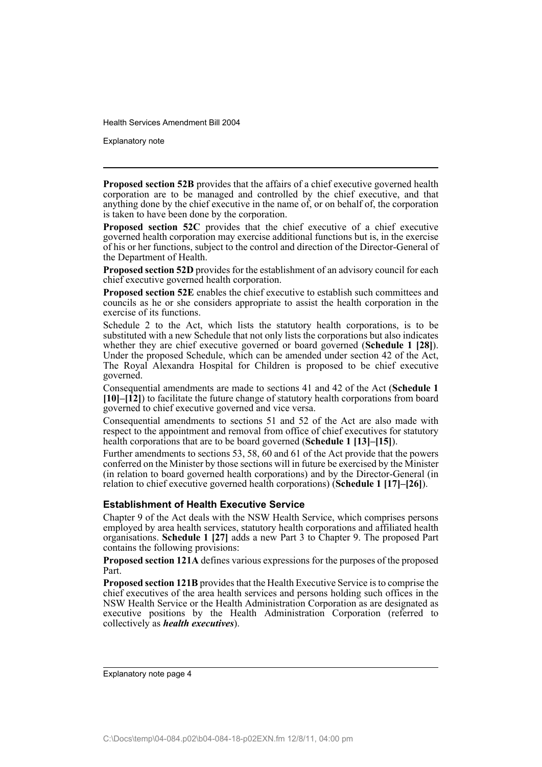**Proposed section 52B** provides that the affairs of a chief executive governed health corporation are to be managed and controlled by the chief executive, and that anything done by the chief executive in the name of, or on behalf of, the corporation is taken to have been done by the corporation.

**Proposed section 52C** provides that the chief executive of a chief executive governed health corporation may exercise additional functions but is, in the exercise of his or her functions, subject to the control and direction of the Director-General of the Department of Health.

**Proposed section 52D** provides for the establishment of an advisory council for each chief executive governed health corporation.

**Proposed section 52E** enables the chief executive to establish such committees and councils as he or she considers appropriate to assist the health corporation in the exercise of its functions.

Schedule 2 to the Act, which lists the statutory health corporations, is to be substituted with a new Schedule that not only lists the corporations but also indicates whether they are chief executive governed or board governed (**Schedule 1 [28]**). Under the proposed Schedule, which can be amended under section 42 of the Act, The Royal Alexandra Hospital for Children is proposed to be chief executive governed.

Consequential amendments are made to sections 41 and 42 of the Act (**Schedule 1 [10]–[12]**) to facilitate the future change of statutory health corporations from board governed to chief executive governed and vice versa.

Consequential amendments to sections 51 and 52 of the Act are also made with respect to the appointment and removal from office of chief executives for statutory health corporations that are to be board governed (**Schedule 1 [13]–[15]**).

Further amendments to sections 53, 58, 60 and 61 of the Act provide that the powers conferred on the Minister by those sections will in future be exercised by the Minister (in relation to board governed health corporations) and by the Director-General (in relation to chief executive governed health corporations) (**Schedule 1 [17]–[26]**).

### Establishment of Health Executive Service

Chapter 9 of the Act deals with the NSW Health Service, which comprises persons employed by area health services, statutory health corporations and affiliated health organisations. **Schedule 1 [27]** adds a new Part 3 to Chapter 9. The proposed Part contains the following provisions:

**Proposed section 121A** defines various expressions for the purposes of the proposed Part.

**Proposed section 121B** provides that the Health Executive Service is to comprise the chief executives of the area health services and persons holding such offices in the NSW Health Service or the Health Administration Corporation as are designated as executive positions by the Health Administration Corporation (referred to collectively as ***health executives***).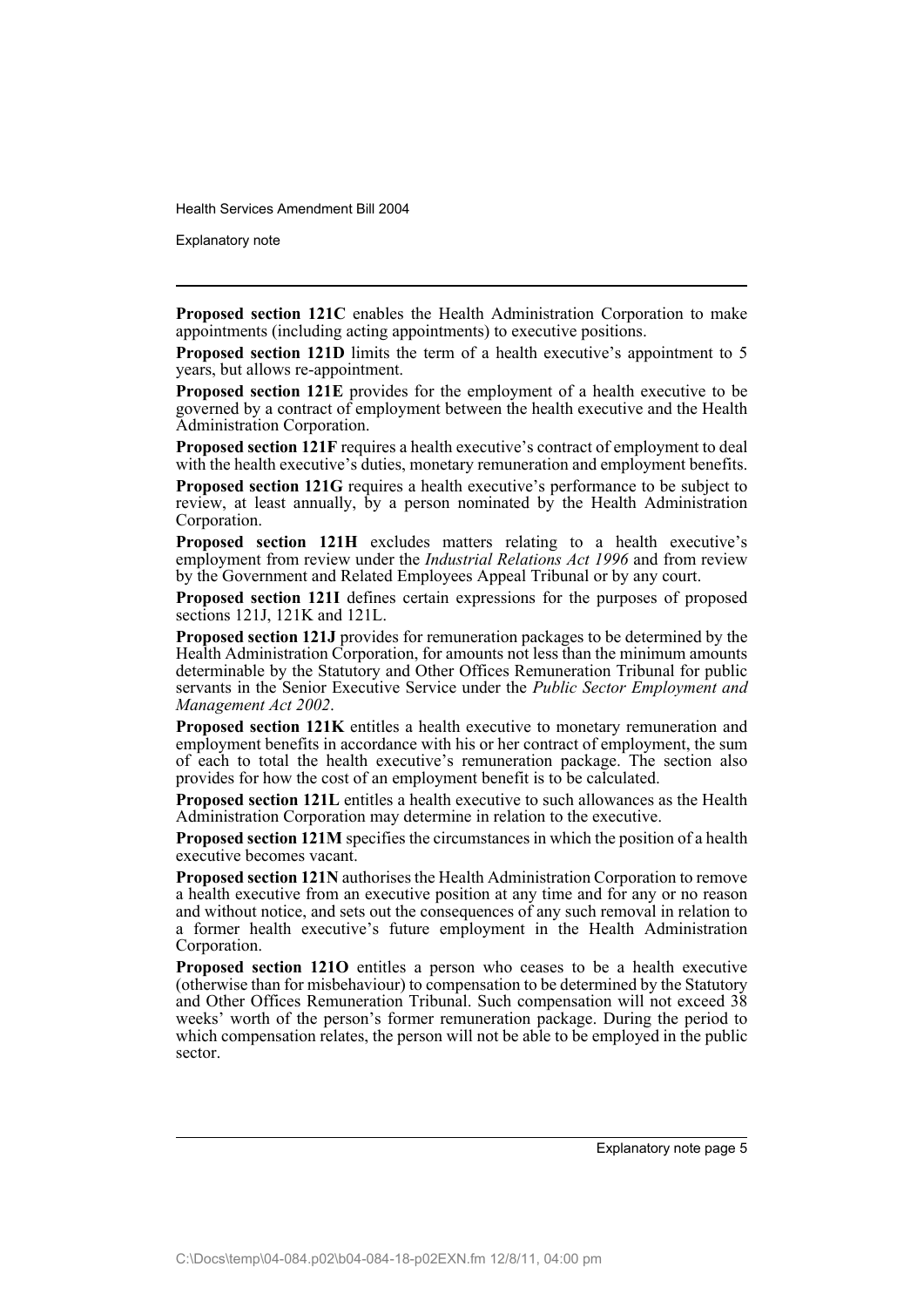**Proposed section 121C** enables the Health Administration Corporation to make appointments (including acting appointments) to executive positions.

**Proposed section 121D** limits the term of a health executive's appointment to 5 years, but allows re-appointment.

**Proposed section 121E** provides for the employment of a health executive to be governed by a contract of employment between the health executive and the Health Administration Corporation.

**Proposed section 121F** requires a health executive's contract of employment to deal with the health executive's duties, monetary remuneration and employment benefits.

**Proposed section 121G** requires a health executive's performance to be subject to review, at least annually, by a person nominated by the Health Administration Corporation.

**Proposed section 121H** excludes matters relating to a health executive's employment from review under the *Industrial Relations Act 1996* and from review by the Government and Related Employees Appeal Tribunal or by any court.

**Proposed section 121I** defines certain expressions for the purposes of proposed sections 121J, 121K and 121L.

**Proposed section 121J** provides for remuneration packages to be determined by the Health Administration Corporation, for amounts not less than the minimum amounts determinable by the Statutory and Other Offices Remuneration Tribunal for public servants in the Senior Executive Service under the *Public Sector Employment and Management Act 2002*.

**Proposed section 121K** entitles a health executive to monetary remuneration and employment benefits in accordance with his or her contract of employment, the sum of each to total the health executive's remuneration package. The section also provides for how the cost of an employment benefit is to be calculated.

**Proposed section 121L** entitles a health executive to such allowances as the Health Administration Corporation may determine in relation to the executive.

**Proposed section 121M** specifies the circumstances in which the position of a health executive becomes vacant.

**Proposed section 121N** authorises the Health Administration Corporation to remove a health executive from an executive position at any time and for any or no reason and without notice, and sets out the consequences of any such removal in relation to a former health executive's future employment in the Health Administration Corporation.

**Proposed section 121O** entitles a person who ceases to be a health executive (otherwise than for misbehaviour) to compensation to be determined by the Statutory and Other Offices Remuneration Tribunal. Such compensation will not exceed 38 weeks' worth of the person's former remuneration package. During the period to which compensation relates, the person will not be able to be employed in the public sector.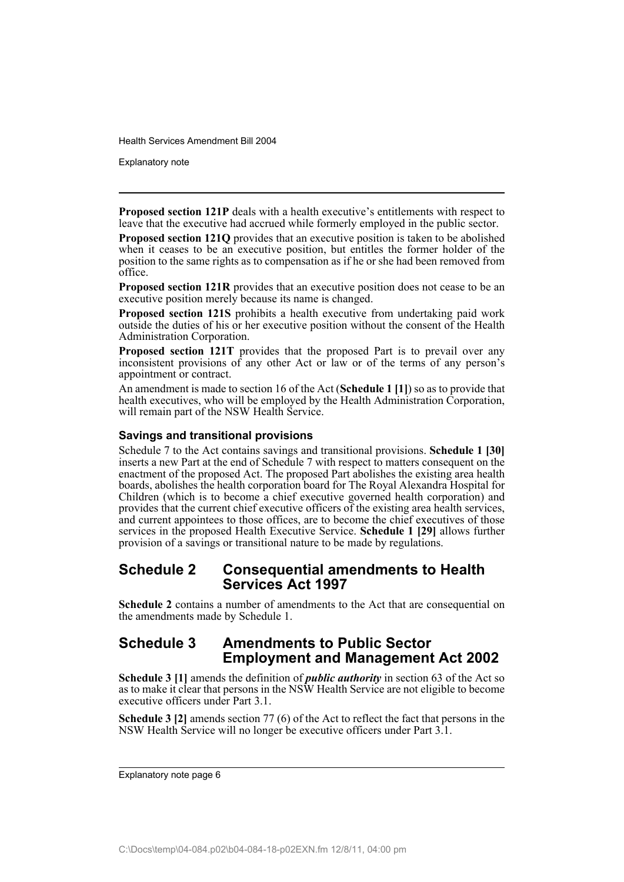**Proposed section 121P** deals with a health executive's entitlements with respect to leave that the executive had accrued while formerly employed in the public sector.

**Proposed section 121Q** provides that an executive position is taken to be abolished when it ceases to be an executive position, but entitles the former holder of the position to the same rights as to compensation as if he or she had been removed from office.

**Proposed section 121R** provides that an executive position does not cease to be an executive position merely because its name is changed.

**Proposed section 121S** prohibits a health executive from undertaking paid work outside the duties of his or her executive position without the consent of the Health Administration Corporation.

**Proposed section 121T** provides that the proposed Part is to prevail over any inconsistent provisions of any other Act or law or of the terms of any person's appointment or contract.

An amendment is made to section 16 of the Act (**Schedule 1 [1]**) so as to provide that health executives, who will be employed by the Health Administration Corporation, will remain part of the NSW Health Service.

### Savings and transitional provisions

Schedule 7 to the Act contains savings and transitional provisions. **Schedule 1 [30]** inserts a new Part at the end of Schedule 7 with respect to matters consequent on the enactment of the proposed Act. The proposed Part abolishes the existing area health boards, abolishes the health corporation board for The Royal Alexandra Hospital for Children (which is to become a chief executive governed health corporation) and provides that the current chief executive officers of the existing area health services, and current appointees to those offices, are to become the chief executives of those services in the proposed Health Executive Service. **Schedule 1 [29]** allows further provision of a savings or transitional nature to be made by regulations.

## Schedule 2 Consequential amendments to Health Services Act 1997

**Schedule 2** contains a number of amendments to the Act that are consequential on the amendments made by Schedule 1.

## Schedule 3 Amendments to Public Sector Employment and Management Act 2002

**Schedule 3 [1]** amends the definition of ***public authority*** in section 63 of the Act so as to make it clear that persons in the NSW Health Service are not eligible to become executive officers under Part 3.1.

**Schedule 3 [2]** amends section 77 (6) of the Act to reflect the fact that persons in the NSW Health Service will no longer be executive officers under Part 3.1.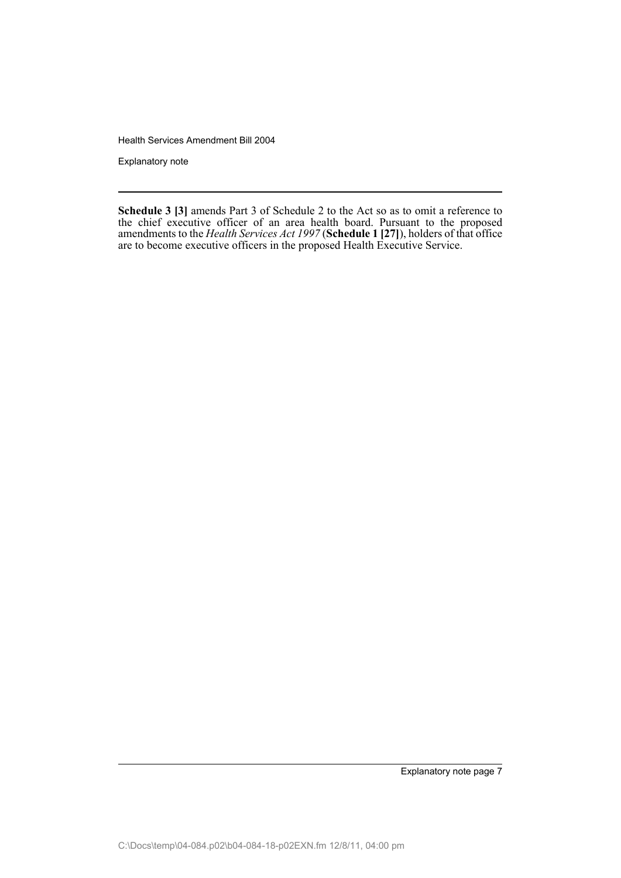**Schedule 3 [3]** amends Part 3 of Schedule 2 to the Act so as to omit a reference to the chief executive officer of an area health board. Pursuant to the proposed amendments to the *Health Services Act 1997* (**Schedule 1 [27]**), holders of that office are to become executive officers in the proposed Health Executive Service.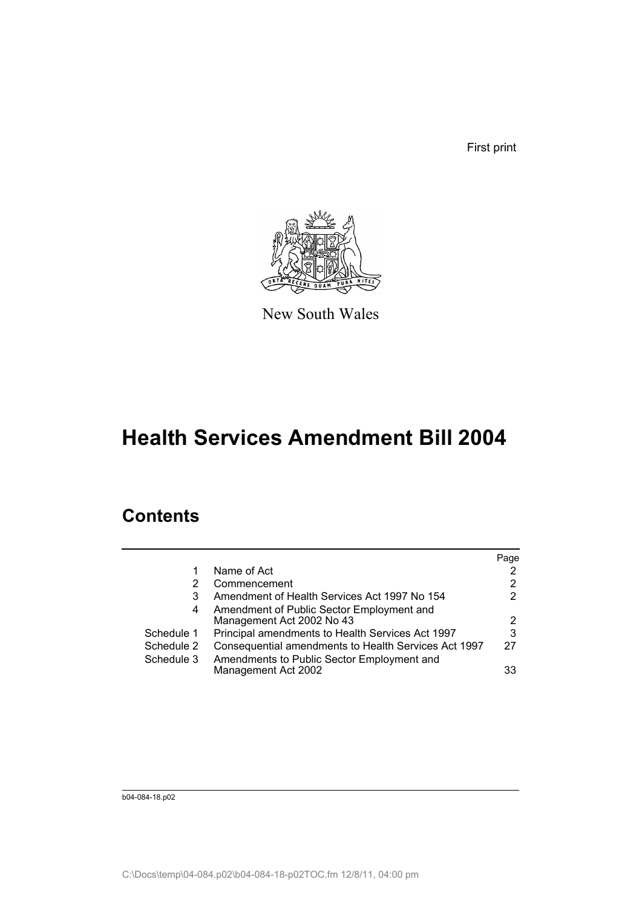First print

New South Wales

# Health Services Amendment Bill 2004

## Contents

| | | Page |
|---|---|---|
| 1 | Name of Act | 2 |
| 2 | Commencement | 2 |
| 3 | Amendment of Health Services Act 1997 No 154 | 2 |
| 4 | Amendment of Public Sector Employment and Management Act 2002 No 43 | 2 |
| Schedule 1 | Principal amendments to Health Services Act 1997 | 3 |
| Schedule 2 | Consequential amendments to Health Services Act 1997 | 27 |
| Schedule 3 | Amendments to Public Sector Employment and Management Act 2002 | 33 |

b04-084-18.p02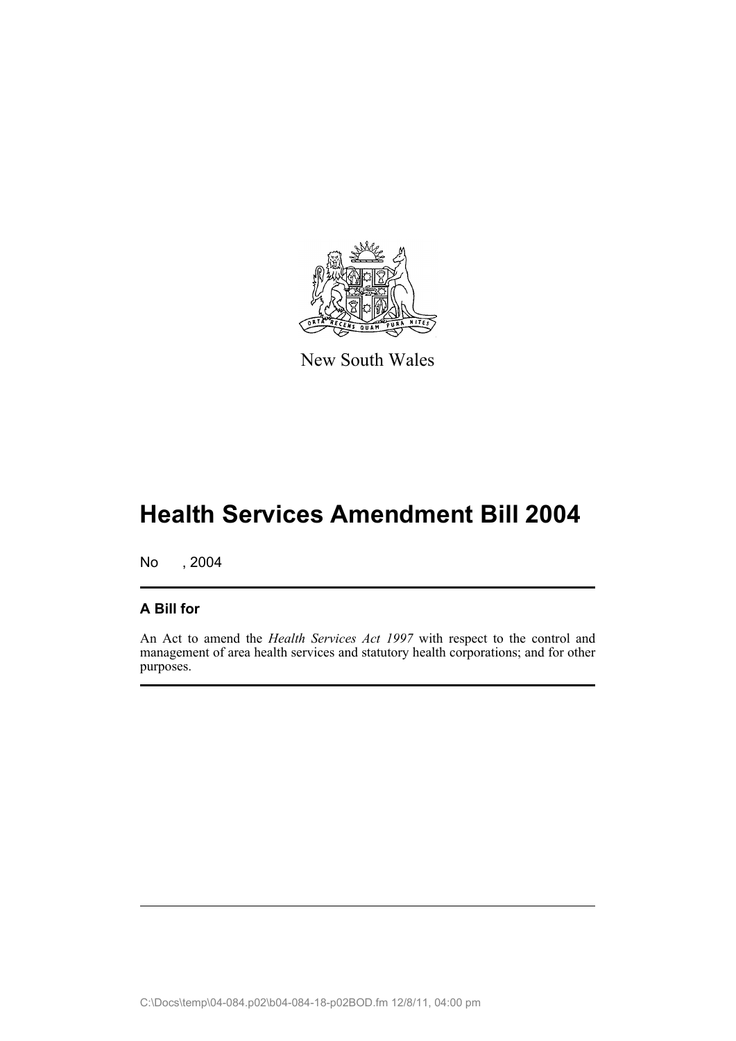New South Wales

# Health Services Amendment Bill 2004

No , 2004

## A Bill for

An Act to amend the *Health Services Act 1997* with respect to the control and management of area health services and statutory health corporations; and for other purposes.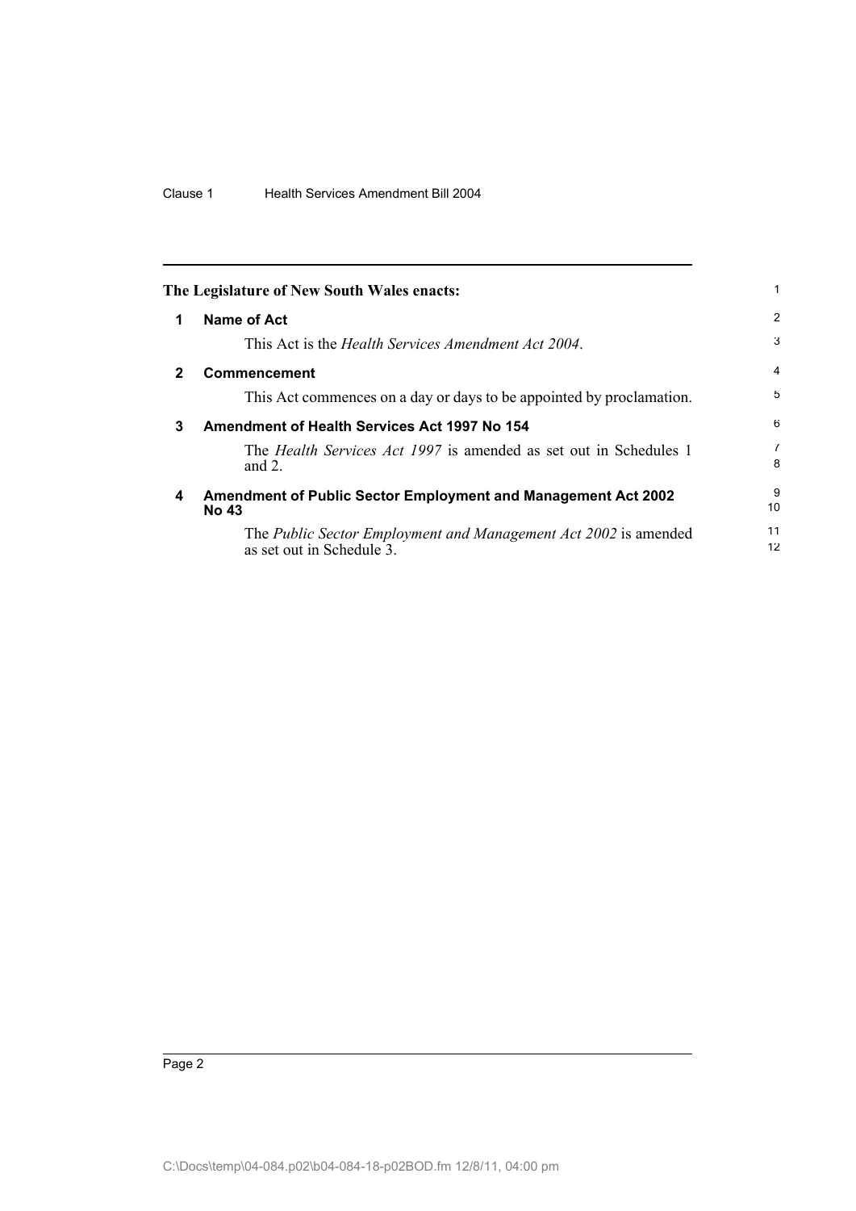The Legislature of New South Wales enacts:

## 1 Name of Act

This Act is the *Health Services Amendment Act 2004*.

## 2 Commencement

This Act commences on a day or days to be appointed by proclamation.

## 3 Amendment of Health Services Act 1997 No 154

The *Health Services Act 1997* is amended as set out in Schedules 1 and 2.

## 4 Amendment of Public Sector Employment and Management Act 2002 No 43

The *Public Sector Employment and Management Act 2002* is amended as set out in Schedule 3.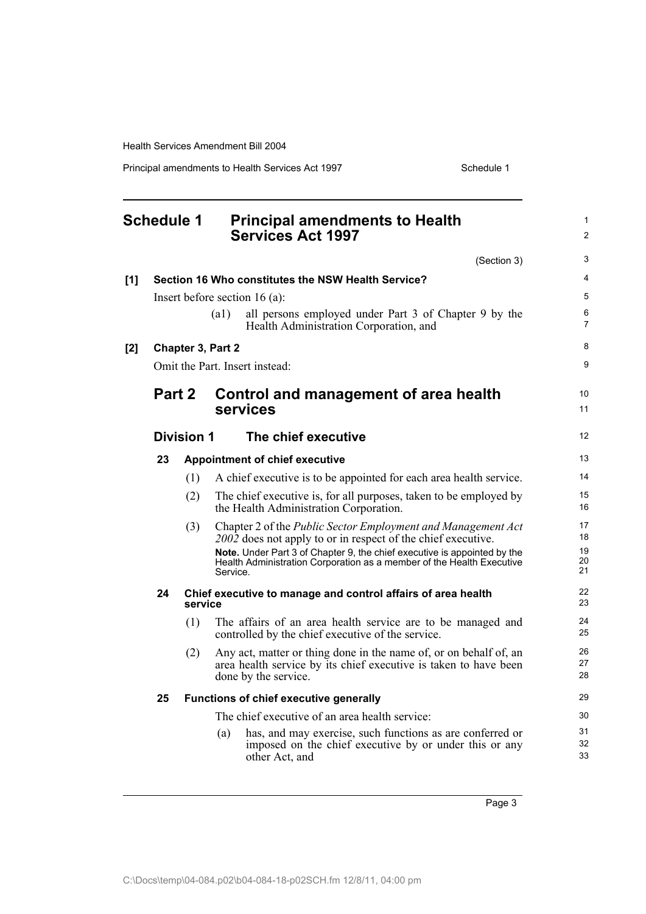# Schedule 1 Principal amendments to Health Services Act 1997

(Section 3)

**[1] Section 16 Who constitutes the NSW Health Service?**

Insert before section 16 (a):

> (a1) all persons employed under Part 3 of Chapter 9 by the Health Administration Corporation, and

**[2] Chapter 3, Part 2**

Omit the Part. Insert instead:

## Part 2 Control and management of area health services

### Division 1 The chief executive

#### 23 Appointment of chief executive

(1) A chief executive is to be appointed for each area health service.

(2) The chief executive is, for all purposes, taken to be employed by the Health Administration Corporation.

(3) Chapter 2 of the *Public Sector Employment and Management Act 2002* does not apply to or in respect of the chief executive.

**Note.** Under Part 3 of Chapter 9, the chief executive is appointed by the Health Administration Corporation as a member of the Health Executive Service.

#### 24 Chief executive to manage and control affairs of area health service

(1) The affairs of an area health service are to be managed and controlled by the chief executive of the service.

(2) Any act, matter or thing done in the name of, or on behalf of, an area health service by its chief executive is taken to have been done by the service.

#### 25 Functions of chief executive generally

The chief executive of an area health service:

(a) has, and may exercise, such functions as are conferred or imposed on the chief executive by or under this or any other Act, and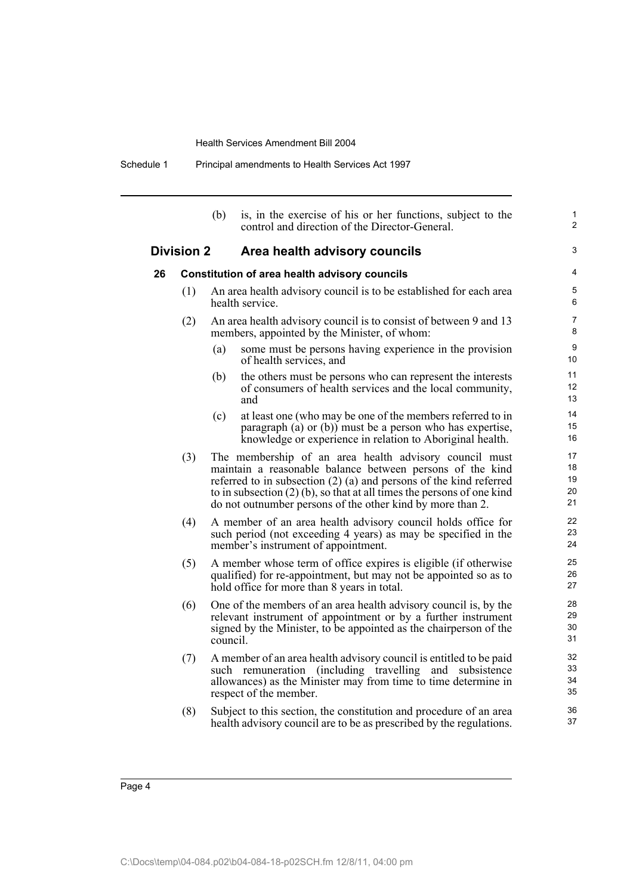(b) is, in the exercise of his or her functions, subject to the control and direction of the Director-General.

## Division 2 Area health advisory councils

### 26 Constitution of area health advisory councils

(1) An area health advisory council is to be established for each area health service.

(2) An area health advisory council is to consist of between 9 and 13 members, appointed by the Minister, of whom:

(a) some must be persons having experience in the provision of health services, and

(b) the others must be persons who can represent the interests of consumers of health services and the local community, and

(c) at least one (who may be one of the members referred to in paragraph (a) or (b)) must be a person who has expertise, knowledge or experience in relation to Aboriginal health.

(3) The membership of an area health advisory council must maintain a reasonable balance between persons of the kind referred to in subsection (2) (a) and persons of the kind referred to in subsection (2) (b), so that at all times the persons of one kind do not outnumber persons of the other kind by more than 2.

(4) A member of an area health advisory council holds office for such period (not exceeding 4 years) as may be specified in the member's instrument of appointment.

(5) A member whose term of office expires is eligible (if otherwise qualified) for re-appointment, but may not be appointed so as to hold office for more than 8 years in total.

(6) One of the members of an area health advisory council is, by the relevant instrument of appointment or by a further instrument signed by the Minister, to be appointed as the chairperson of the council.

(7) A member of an area health advisory council is entitled to be paid such remuneration (including travelling and subsistence allowances) as the Minister may from time to time determine in respect of the member.

(8) Subject to this section, the constitution and procedure of an area health advisory council are to be as prescribed by the regulations.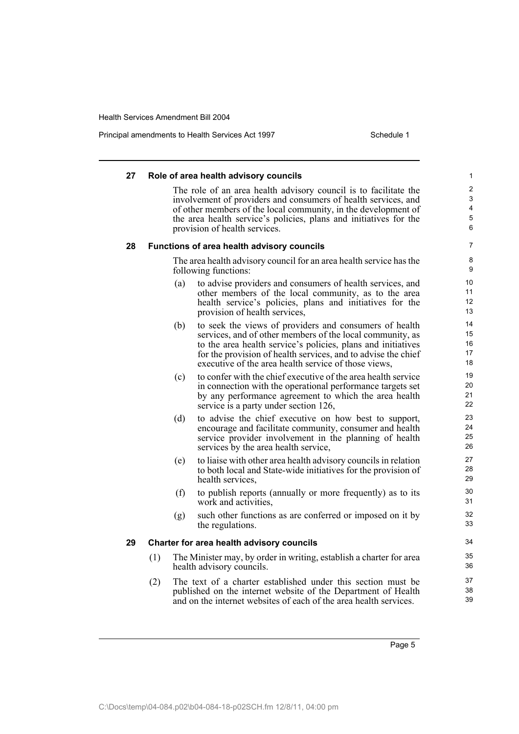### 27 Role of area health advisory councils

The role of an area health advisory council is to facilitate the involvement of providers and consumers of health services, and of other members of the local community, in the development of the area health service's policies, plans and initiatives for the provision of health services.

### 28 Functions of area health advisory councils

The area health advisory council for an area health service has the following functions:

- (a) to advise providers and consumers of health services, and other members of the local community, as to the area health service's policies, plans and initiatives for the provision of health services,
- (b) to seek the views of providers and consumers of health services, and of other members of the local community, as to the area health service's policies, plans and initiatives for the provision of health services, and to advise the chief executive of the area health service of those views,
- (c) to confer with the chief executive of the area health service in connection with the operational performance targets set by any performance agreement to which the area health service is a party under section 126,
- (d) to advise the chief executive on how best to support, encourage and facilitate community, consumer and health service provider involvement in the planning of health services by the area health service,
- (e) to liaise with other area health advisory councils in relation to both local and State-wide initiatives for the provision of health services,
- (f) to publish reports (annually or more frequently) as to its work and activities,
- (g) such other functions as are conferred or imposed on it by the regulations.

### 29 Charter for area health advisory councils

(1) The Minister may, by order in writing, establish a charter for area health advisory councils.

(2) The text of a charter established under this section must be published on the internet website of the Department of Health and on the internet websites of each of the area health services.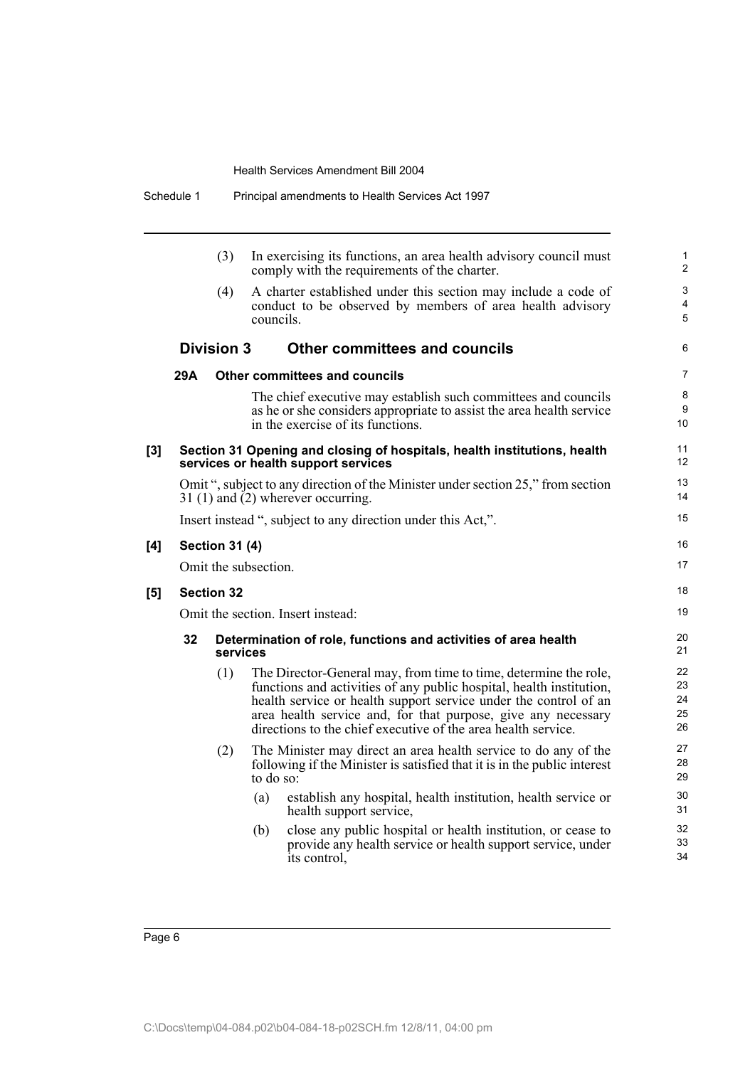(3) In exercising its functions, an area health advisory council must comply with the requirements of the charter.

(4) A charter established under this section may include a code of conduct to be observed by members of area health advisory councils.

### Division 3 Other committees and councils

#### 29A Other committees and councils

The chief executive may establish such committees and councils as he or she considers appropriate to assist the area health service in the exercise of its functions.

**[3] Section 31 Opening and closing of hospitals, health institutions, health services or health support services**

Omit ", subject to any direction of the Minister under section 25," from section 31 (1) and (2) wherever occurring.

Insert instead ", subject to any direction under this Act,".

**[4] Section 31 (4)**

Omit the subsection.

**[5] Section 32**

Omit the section. Insert instead:

#### 32 Determination of role, functions and activities of area health services

(1) The Director-General may, from time to time, determine the role, functions and activities of any public hospital, health institution, health service or health support service under the control of an area health service and, for that purpose, give any necessary directions to the chief executive of the area health service.

(2) The Minister may direct an area health service to do any of the following if the Minister is satisfied that it is in the public interest to do so:

(a) establish any hospital, health institution, health service or health support service,

(b) close any public hospital or health institution, or cease to provide any health service or health support service, under its control,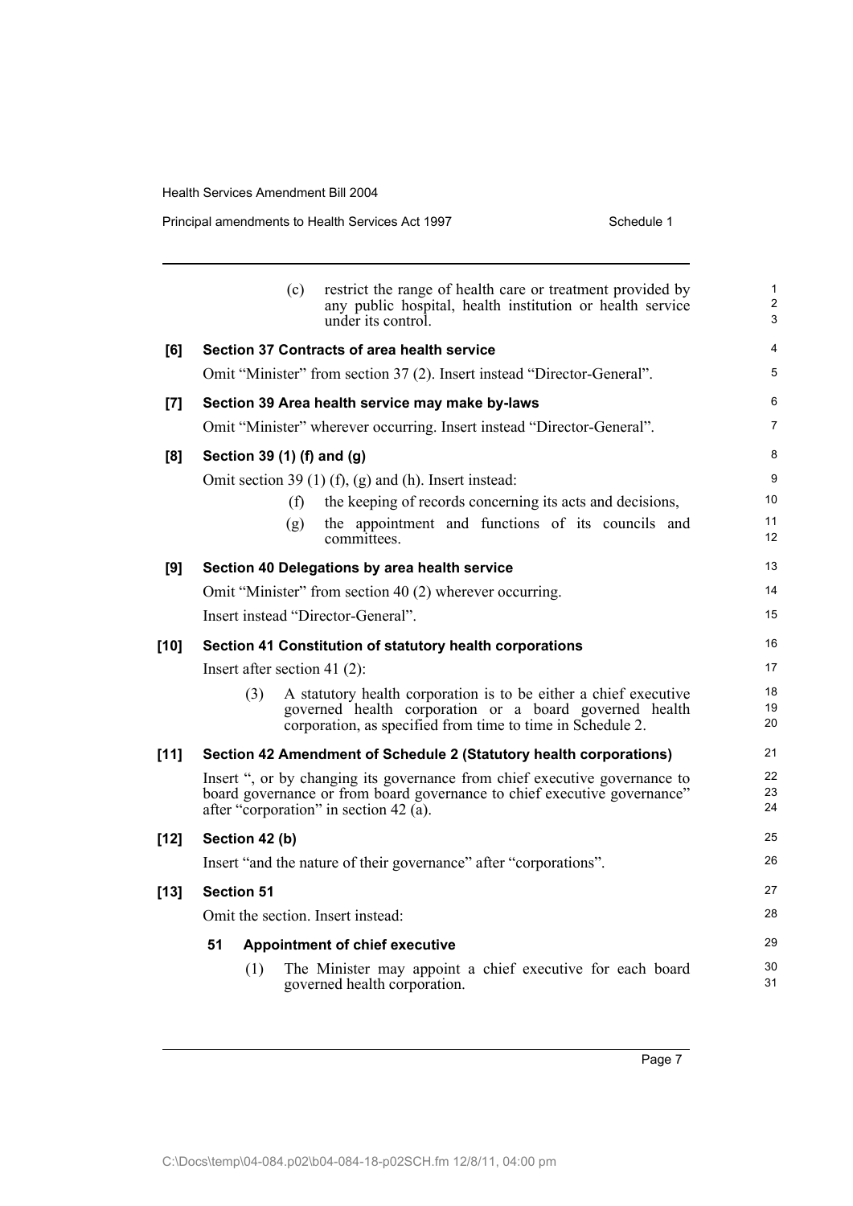(c) restrict the range of health care or treatment provided by any public hospital, health institution or health service under its control.

**[6] Section 37 Contracts of area health service**

Omit "Minister" from section 37 (2). Insert instead "Director-General".

**[7] Section 39 Area health service may make by-laws**

Omit "Minister" wherever occurring. Insert instead "Director-General".

**[8] Section 39 (1) (f) and (g)**

Omit section 39 (1) (f), (g) and (h). Insert instead:

(f) the keeping of records concerning its acts and decisions,

(g) the appointment and functions of its councils and committees.

**[9] Section 40 Delegations by area health service**

Omit "Minister" from section 40 (2) wherever occurring.

Insert instead "Director-General".

**[10] Section 41 Constitution of statutory health corporations**

Insert after section 41 (2):

(3) A statutory health corporation is to be either a chief executive governed health corporation or a board governed health corporation, as specified from time to time in Schedule 2.

**[11] Section 42 Amendment of Schedule 2 (Statutory health corporations)**

Insert ", or by changing its governance from chief executive governance to board governance or from board governance to chief executive governance" after "corporation" in section 42 (a).

**[12] Section 42 (b)**

Insert "and the nature of their governance" after "corporations".

**[13] Section 51**

Omit the section. Insert instead:

**51 Appointment of chief executive**

(1) The Minister may appoint a chief executive for each board governed health corporation.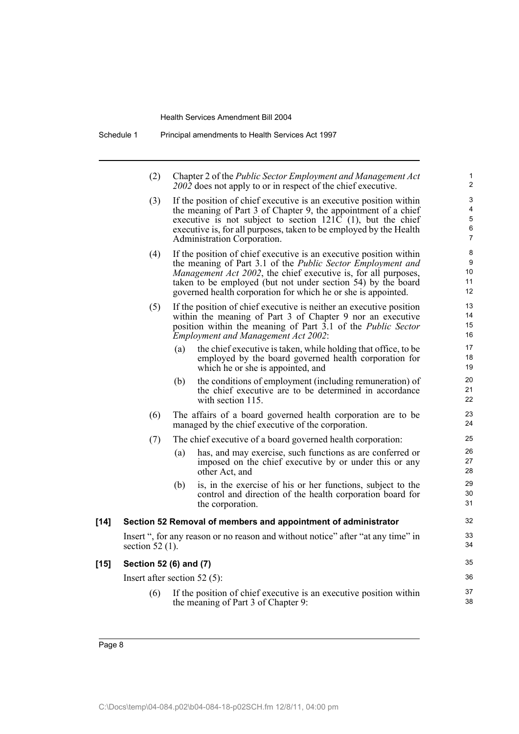(2) Chapter 2 of the *Public Sector Employment and Management Act 2002* does not apply to or in respect of the chief executive.

(3) If the position of chief executive is an executive position within the meaning of Part 3 of Chapter 9, the appointment of a chief executive is not subject to section 121C (1), but the chief executive is, for all purposes, taken to be employed by the Health Administration Corporation.

(4) If the position of chief executive is an executive position within the meaning of Part 3.1 of the *Public Sector Employment and Management Act 2002*, the chief executive is, for all purposes, taken to be employed (but not under section 54) by the board governed health corporation for which he or she is appointed.

(5) If the position of chief executive is neither an executive position within the meaning of Part 3 of Chapter 9 nor an executive position within the meaning of Part 3.1 of the *Public Sector Employment and Management Act 2002*:

- (a) the chief executive is taken, while holding that office, to be employed by the board governed health corporation for which he or she is appointed, and
- (b) the conditions of employment (including remuneration) of the chief executive are to be determined in accordance with section 115.

(6) The affairs of a board governed health corporation are to be managed by the chief executive of the corporation.

(7) The chief executive of a board governed health corporation:

- (a) has, and may exercise, such functions as are conferred or imposed on the chief executive by or under this or any other Act, and
- (b) is, in the exercise of his or her functions, subject to the control and direction of the health corporation board for the corporation.

**[14] Section 52 Removal of members and appointment of administrator**

Insert ", for any reason or no reason and without notice" after "at any time" in section 52 (1).

**[15] Section 52 (6) and (7)**

Insert after section 52 (5):

(6) If the position of chief executive is an executive position within the meaning of Part 3 of Chapter 9: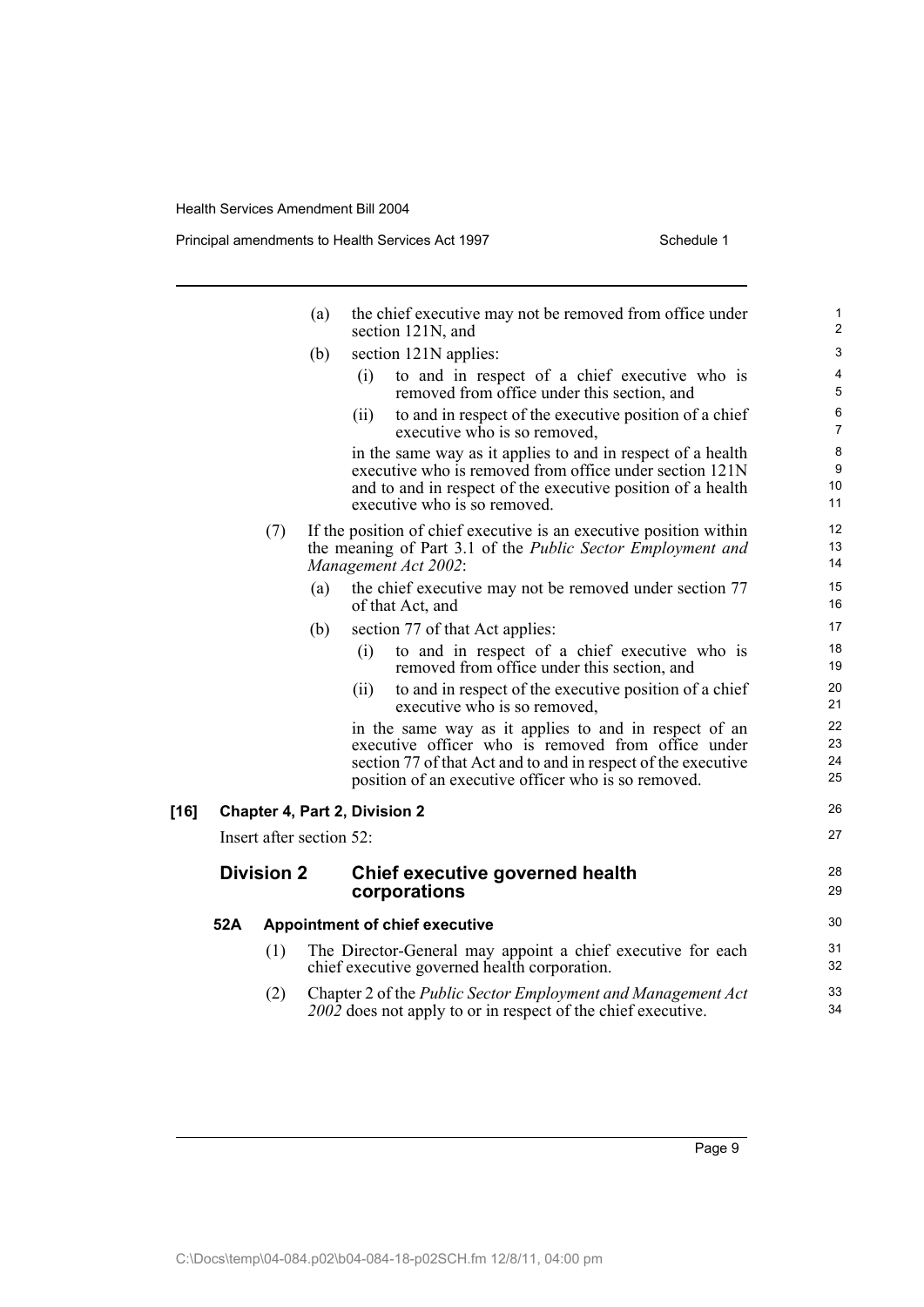(a) the chief executive may not be removed from office under section 121N, and

(b) section 121N applies:

  (i) to and in respect of a chief executive who is removed from office under this section, and

  (ii) to and in respect of the executive position of a chief executive who is so removed,

in the same way as it applies to and in respect of a health executive who is removed from office under section 121N and to and in respect of the executive position of a health executive who is so removed.

(7) If the position of chief executive is an executive position within the meaning of Part 3.1 of the *Public Sector Employment and Management Act 2002*:

(a) the chief executive may not be removed under section 77 of that Act, and

(b) section 77 of that Act applies:

  (i) to and in respect of a chief executive who is removed from office under this section, and

  (ii) to and in respect of the executive position of a chief executive who is so removed,

in the same way as it applies to and in respect of an executive officer who is removed from office under section 77 of that Act and to and in respect of the executive position of an executive officer who is so removed.

**[16] Chapter 4, Part 2, Division 2**

Insert after section 52:

## Division 2 Chief executive governed health corporations

### 52A Appointment of chief executive

(1) The Director-General may appoint a chief executive for each chief executive governed health corporation.

(2) Chapter 2 of the *Public Sector Employment and Management Act 2002* does not apply to or in respect of the chief executive.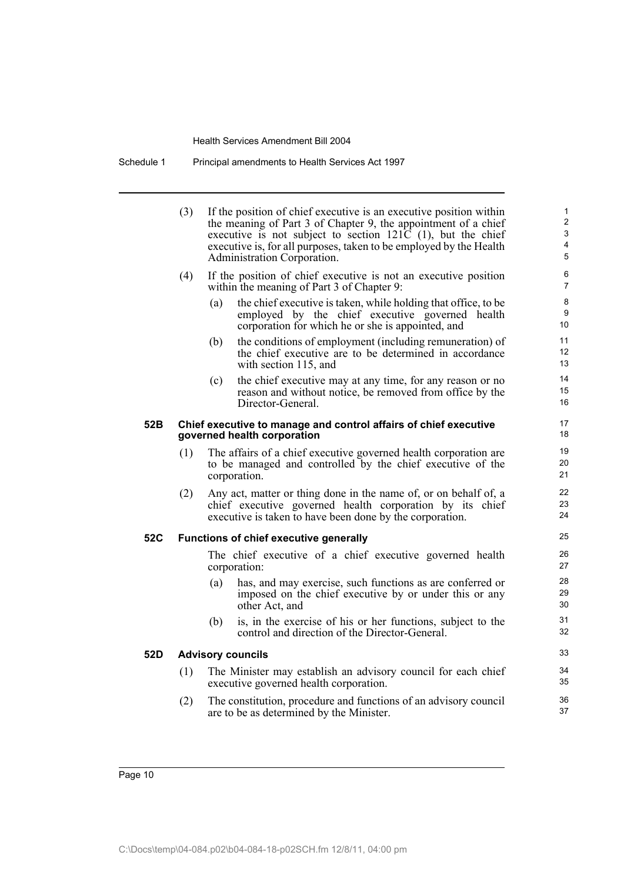(3) If the position of chief executive is an executive position within the meaning of Part 3 of Chapter 9, the appointment of a chief executive is not subject to section 121C (1), but the chief executive is, for all purposes, taken to be employed by the Health Administration Corporation.

(4) If the position of chief executive is not an executive position within the meaning of Part 3 of Chapter 9:

(a) the chief executive is taken, while holding that office, to be employed by the chief executive governed health corporation for which he or she is appointed, and

(b) the conditions of employment (including remuneration) of the chief executive are to be determined in accordance with section 115, and

(c) the chief executive may at any time, for any reason or no reason and without notice, be removed from office by the Director-General.

### 52B Chief executive to manage and control affairs of chief executive governed health corporation

(1) The affairs of a chief executive governed health corporation are to be managed and controlled by the chief executive of the corporation.

(2) Any act, matter or thing done in the name of, or on behalf of, a chief executive governed health corporation by its chief executive is taken to have been done by the corporation.

### 52C Functions of chief executive generally

The chief executive of a chief executive governed health corporation:

(a) has, and may exercise, such functions as are conferred or imposed on the chief executive by or under this or any other Act, and

(b) is, in the exercise of his or her functions, subject to the control and direction of the Director-General.

### 52D Advisory councils

(1) The Minister may establish an advisory council for each chief executive governed health corporation.

(2) The constitution, procedure and functions of an advisory council are to be as determined by the Minister.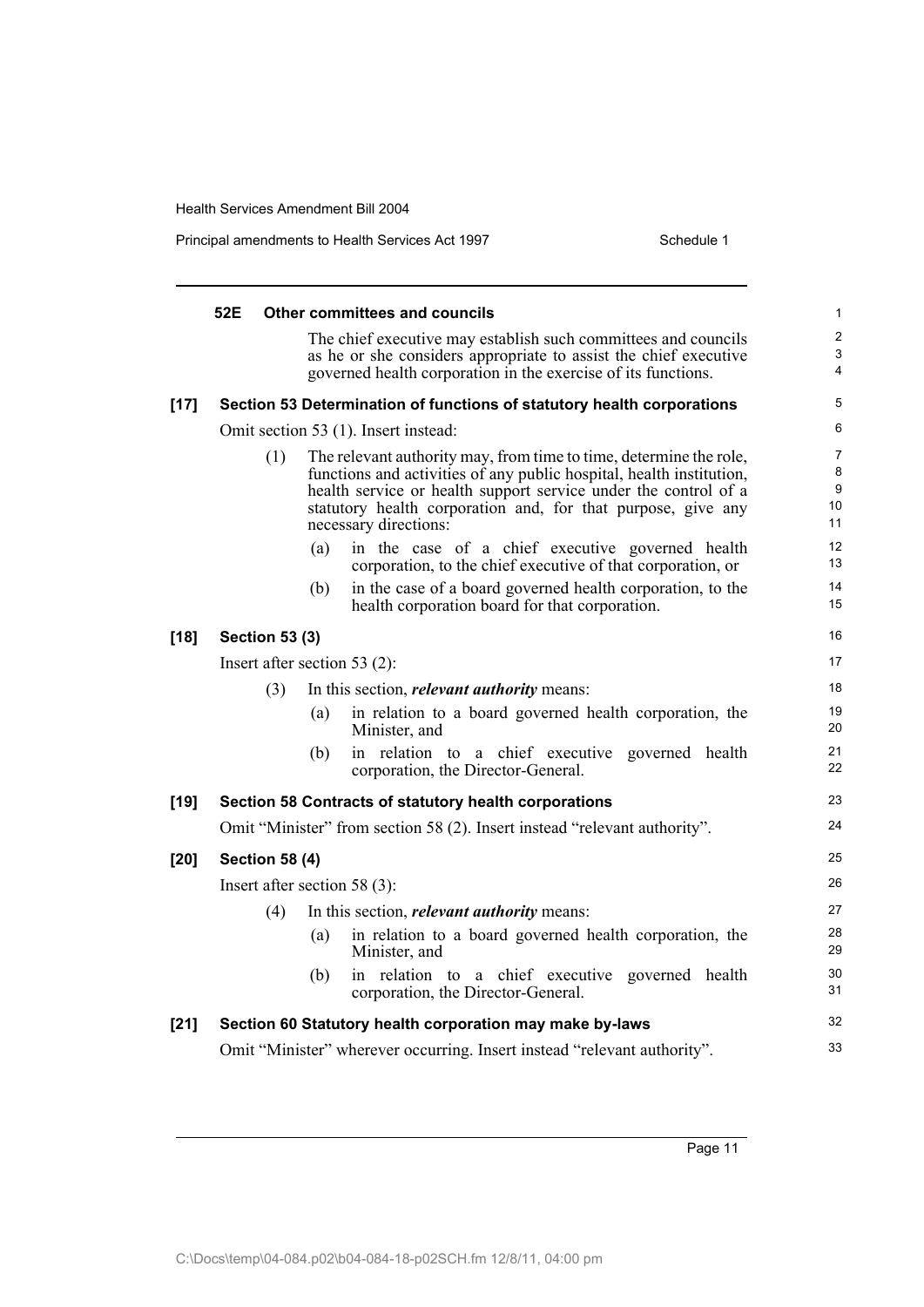**52E Other committees and councils**

The chief executive may establish such committees and councils as he or she considers appropriate to assist the chief executive governed health corporation in the exercise of its functions.

**[17] Section 53 Determination of functions of statutory health corporations**

Omit section 53 (1). Insert instead:

(1) The relevant authority may, from time to time, determine the role, functions and activities of any public hospital, health institution, health service or health support service under the control of a statutory health corporation and, for that purpose, give any necessary directions:

(a) in the case of a chief executive governed health corporation, to the chief executive of that corporation, or

(b) in the case of a board governed health corporation, to the health corporation board for that corporation.

**[18] Section 53 (3)**

Insert after section 53 (2):

(3) In this section, ***relevant authority*** means:

(a) in relation to a board governed health corporation, the Minister, and

(b) in relation to a chief executive governed health corporation, the Director-General.

**[19] Section 58 Contracts of statutory health corporations**

Omit "Minister" from section 58 (2). Insert instead "relevant authority".

**[20] Section 58 (4)**

Insert after section 58 (3):

(4) In this section, ***relevant authority*** means:

(a) in relation to a board governed health corporation, the Minister, and

(b) in relation to a chief executive governed health corporation, the Director-General.

**[21] Section 60 Statutory health corporation may make by-laws**

Omit "Minister" wherever occurring. Insert instead "relevant authority".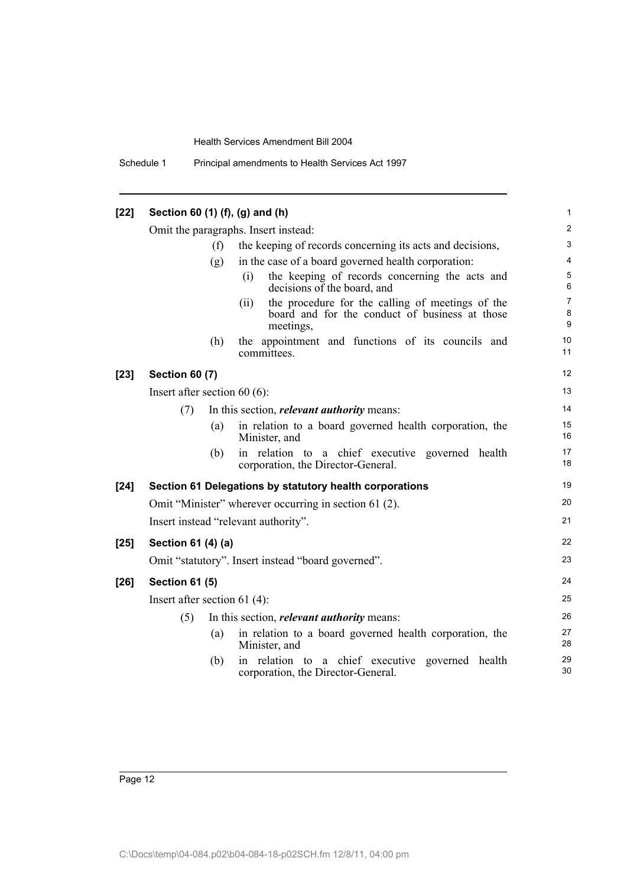**[22] Section 60 (1) (f), (g) and (h)**

Omit the paragraphs. Insert instead:

- (f) the keeping of records concerning its acts and decisions,
- (g) in the case of a board governed health corporation:
  - (i) the keeping of records concerning the acts and decisions of the board, and
  - (ii) the procedure for the calling of meetings of the board and for the conduct of business at those meetings,
- (h) the appointment and functions of its councils and committees.

**[23] Section 60 (7)**

Insert after section 60 (6):

(7) In this section, ***relevant authority*** means:

- (a) in relation to a board governed health corporation, the Minister, and
- (b) in relation to a chief executive governed health corporation, the Director-General.

**[24] Section 61 Delegations by statutory health corporations**

Omit "Minister" wherever occurring in section 61 (2).

Insert instead "relevant authority".

**[25] Section 61 (4) (a)**

Omit "statutory". Insert instead "board governed".

**[26] Section 61 (5)**

Insert after section 61 (4):

(5) In this section, ***relevant authority*** means:

- (a) in relation to a board governed health corporation, the Minister, and
- (b) in relation to a chief executive governed health corporation, the Director-General.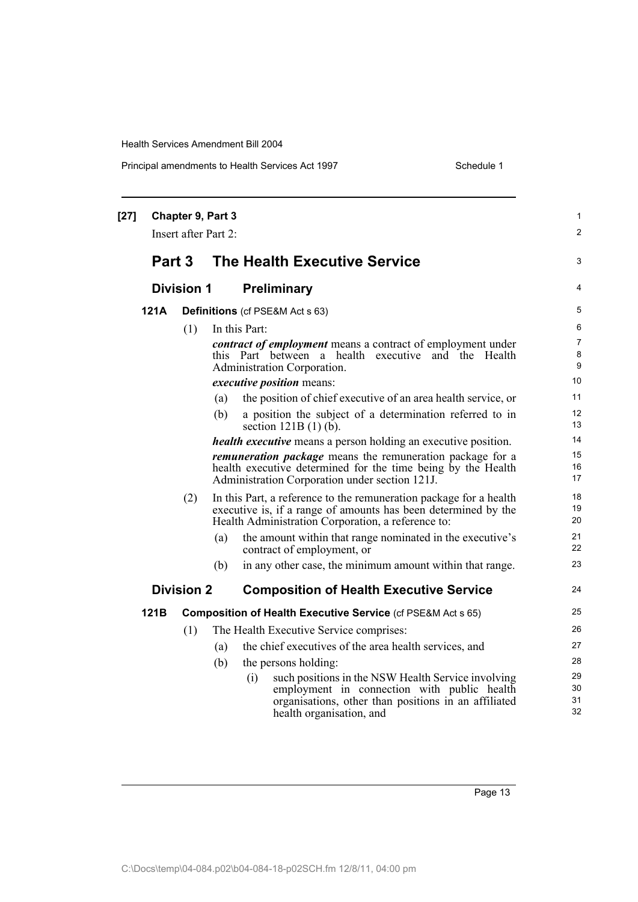**[27] Chapter 9, Part 3**

Insert after Part 2:

## Part 3 The Health Executive Service

### Division 1 Preliminary

**121A Definitions** (cf PSE&M Act s 63)

(1) In this Part:

***contract of employment*** means a contract of employment under this Part between a health executive and the Health Administration Corporation.

***executive position*** means:

(a) the position of chief executive of an area health service, or

(b) a position the subject of a determination referred to in section 121B (1) (b).

***health executive*** means a person holding an executive position.

***remuneration package*** means the remuneration package for a health executive determined for the time being by the Health Administration Corporation under section 121J.

(2) In this Part, a reference to the remuneration package for a health executive is, if a range of amounts has been determined by the Health Administration Corporation, a reference to:

(a) the amount within that range nominated in the executive's contract of employment, or

(b) in any other case, the minimum amount within that range.

### Division 2 Composition of Health Executive Service

**121B Composition of Health Executive Service** (cf PSE&M Act s 65)

(1) The Health Executive Service comprises:

(a) the chief executives of the area health services, and

(b) the persons holding:

(i) such positions in the NSW Health Service involving employment in connection with public health organisations, other than positions in an affiliated health organisation, and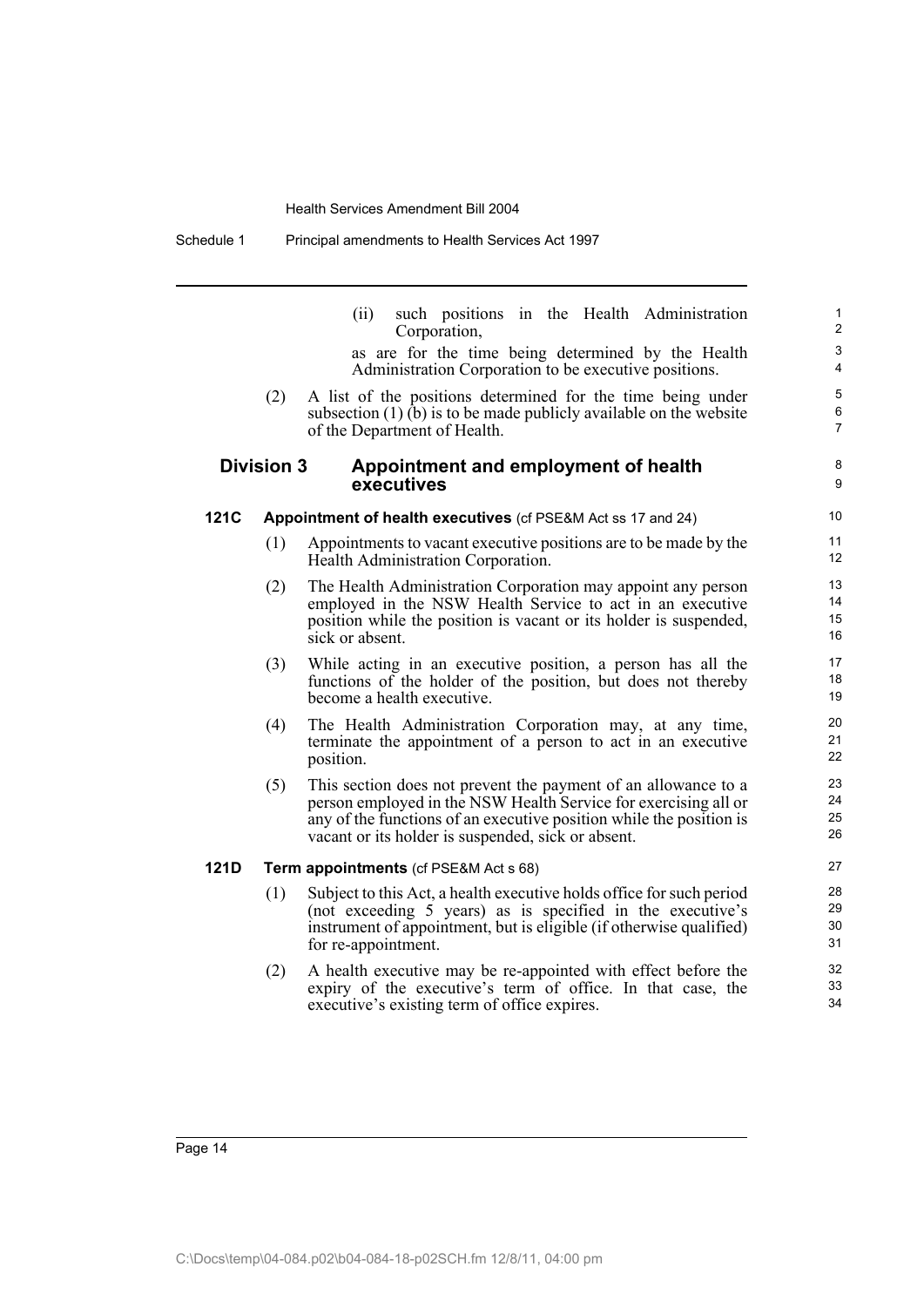(ii) such positions in the Health Administration Corporation,

as are for the time being determined by the Health Administration Corporation to be executive positions.

(2) A list of the positions determined for the time being under subsection (1) (b) is to be made publicly available on the website of the Department of Health.

## Division 3 Appointment and employment of health executives

### 121C Appointment of health executives (cf PSE&M Act ss 17 and 24)

(1) Appointments to vacant executive positions are to be made by the Health Administration Corporation.

(2) The Health Administration Corporation may appoint any person employed in the NSW Health Service to act in an executive position while the position is vacant or its holder is suspended, sick or absent.

(3) While acting in an executive position, a person has all the functions of the holder of the position, but does not thereby become a health executive.

(4) The Health Administration Corporation may, at any time, terminate the appointment of a person to act in an executive position.

(5) This section does not prevent the payment of an allowance to a person employed in the NSW Health Service for exercising all or any of the functions of an executive position while the position is vacant or its holder is suspended, sick or absent.

### 121D Term appointments (cf PSE&M Act s 68)

(1) Subject to this Act, a health executive holds office for such period (not exceeding 5 years) as is specified in the executive's instrument of appointment, but is eligible (if otherwise qualified) for re-appointment.

(2) A health executive may be re-appointed with effect before the expiry of the executive's term of office. In that case, the executive's existing term of office expires.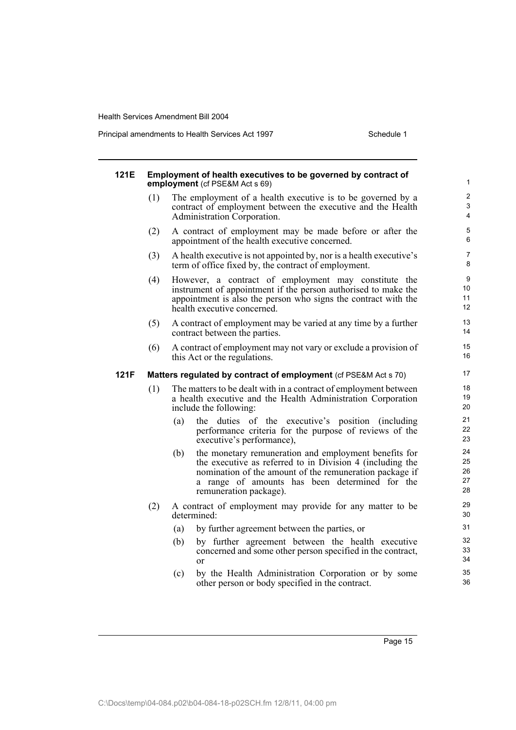#### 121E Employment of health executives to be governed by contract of employment (cf PSE&M Act s 69)

(1) The employment of a health executive is to be governed by a contract of employment between the executive and the Health Administration Corporation.

(2) A contract of employment may be made before or after the appointment of the health executive concerned.

(3) A health executive is not appointed by, nor is a health executive's term of office fixed by, the contract of employment.

(4) However, a contract of employment may constitute the instrument of appointment if the person authorised to make the appointment is also the person who signs the contract with the health executive concerned.

(5) A contract of employment may be varied at any time by a further contract between the parties.

(6) A contract of employment may not vary or exclude a provision of this Act or the regulations.

#### 121F Matters regulated by contract of employment (cf PSE&M Act s 70)

(1) The matters to be dealt with in a contract of employment between a health executive and the Health Administration Corporation include the following:

- (a) the duties of the executive's position (including performance criteria for the purpose of reviews of the executive's performance),
- (b) the monetary remuneration and employment benefits for the executive as referred to in Division 4 (including the nomination of the amount of the remuneration package if a range of amounts has been determined for the remuneration package).

(2) A contract of employment may provide for any matter to be determined:

- (a) by further agreement between the parties, or
- (b) by further agreement between the health executive concerned and some other person specified in the contract, or
- (c) by the Health Administration Corporation or by some other person or body specified in the contract.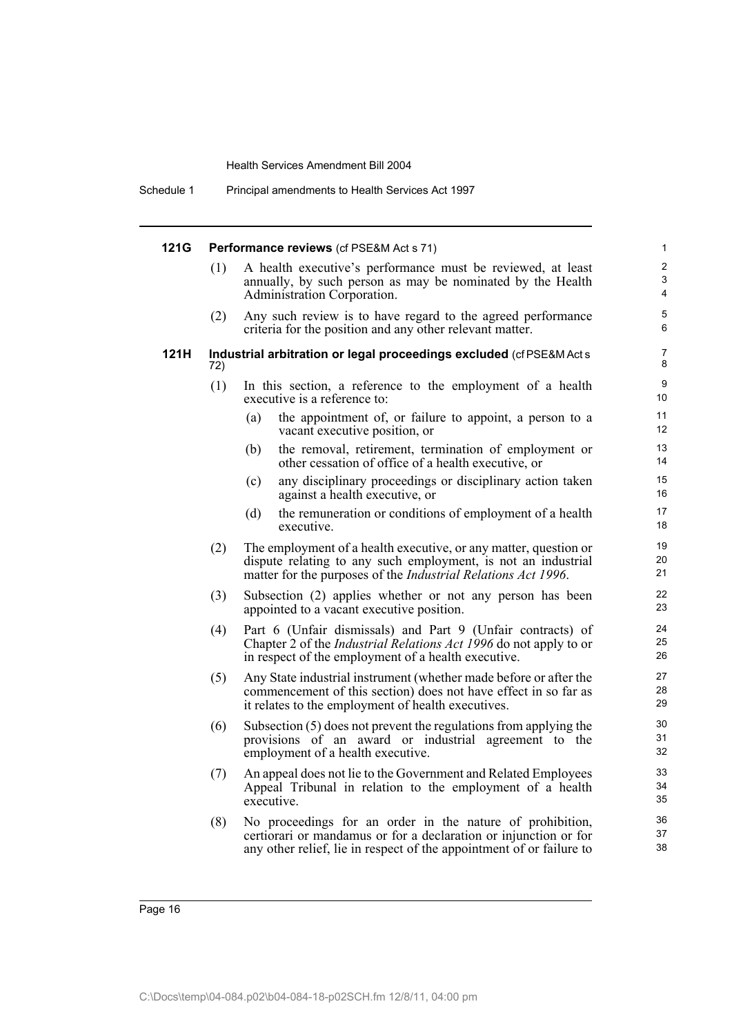**121G Performance reviews** (cf PSE&M Act s 71)

(1) A health executive's performance must be reviewed, at least annually, by such person as may be nominated by the Health Administration Corporation.

(2) Any such review is to have regard to the agreed performance criteria for the position and any other relevant matter.

**121H Industrial arbitration or legal proceedings excluded** (cf PSE&M Act s 72)

(1) In this section, a reference to the employment of a health executive is a reference to:

(a) the appointment of, or failure to appoint, a person to a vacant executive position, or

(b) the removal, retirement, termination of employment or other cessation of office of a health executive, or

(c) any disciplinary proceedings or disciplinary action taken against a health executive, or

(d) the remuneration or conditions of employment of a health executive.

(2) The employment of a health executive, or any matter, question or dispute relating to any such employment, is not an industrial matter for the purposes of the *Industrial Relations Act 1996*.

(3) Subsection (2) applies whether or not any person has been appointed to a vacant executive position.

(4) Part 6 (Unfair dismissals) and Part 9 (Unfair contracts) of Chapter 2 of the *Industrial Relations Act 1996* do not apply to or in respect of the employment of a health executive.

(5) Any State industrial instrument (whether made before or after the commencement of this section) does not have effect in so far as it relates to the employment of health executives.

(6) Subsection (5) does not prevent the regulations from applying the provisions of an award or industrial agreement to the employment of a health executive.

(7) An appeal does not lie to the Government and Related Employees Appeal Tribunal in relation to the employment of a health executive.

(8) No proceedings for an order in the nature of prohibition, certiorari or mandamus or for a declaration or injunction or for any other relief, lie in respect of the appointment of or failure to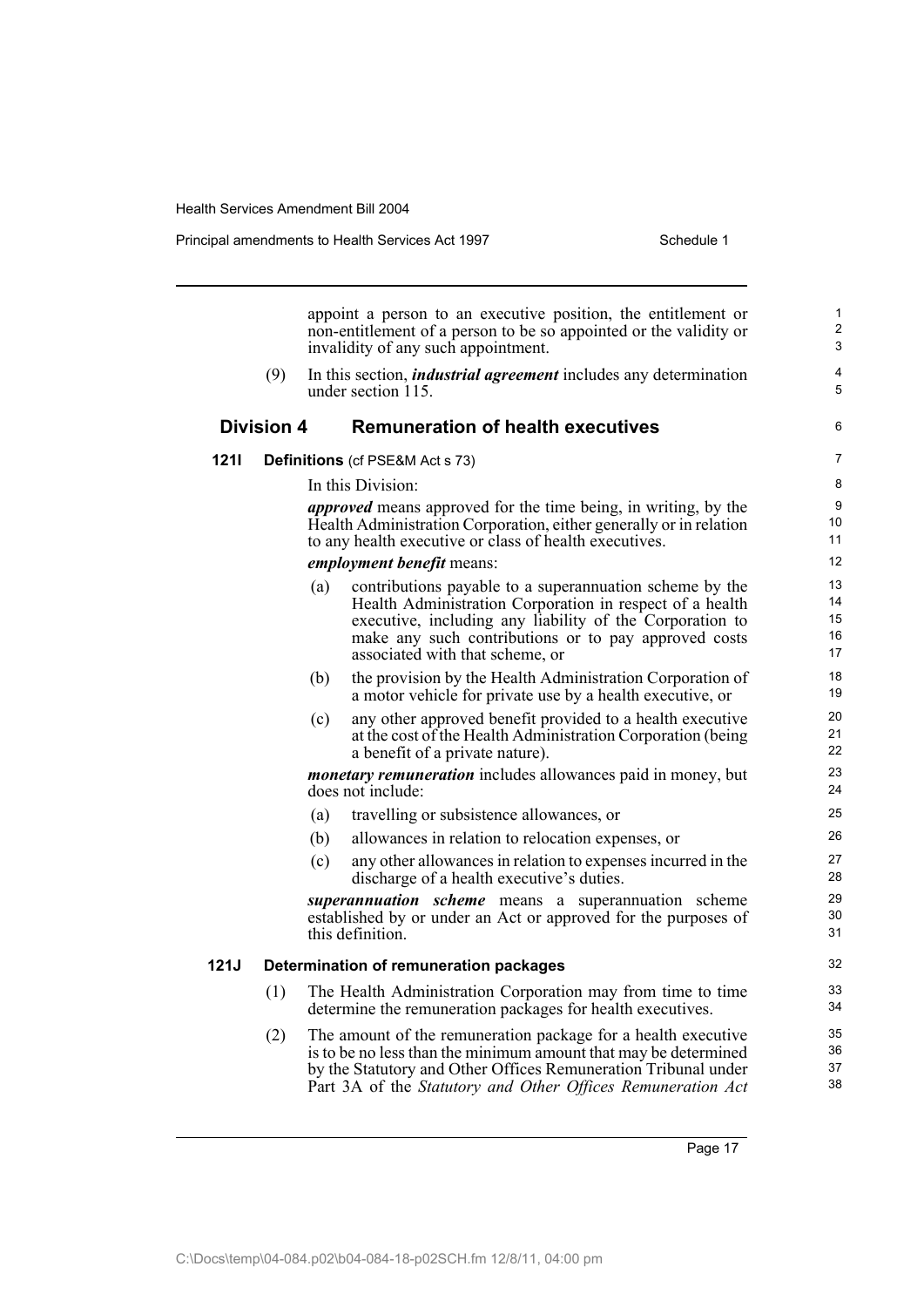appoint a person to an executive position, the entitlement or non-entitlement of a person to be so appointed or the validity or invalidity of any such appointment.

(9) In this section, ***industrial agreement*** includes any determination under section 115.

## Division 4 Remuneration of health executives

### 121I Definitions (cf PSE&M Act s 73)

In this Division:

***approved*** means approved for the time being, in writing, by the Health Administration Corporation, either generally or in relation to any health executive or class of health executives.

***employment benefit*** means:

(a) contributions payable to a superannuation scheme by the Health Administration Corporation in respect of a health executive, including any liability of the Corporation to make any such contributions or to pay approved costs associated with that scheme, or

(b) the provision by the Health Administration Corporation of a motor vehicle for private use by a health executive, or

(c) any other approved benefit provided to a health executive at the cost of the Health Administration Corporation (being a benefit of a private nature).

***monetary remuneration*** includes allowances paid in money, but does not include:

(a) travelling or subsistence allowances, or

(b) allowances in relation to relocation expenses, or

(c) any other allowances in relation to expenses incurred in the discharge of a health executive's duties.

***superannuation scheme*** means a superannuation scheme established by or under an Act or approved for the purposes of this definition.

### 121J Determination of remuneration packages

(1) The Health Administration Corporation may from time to time determine the remuneration packages for health executives.

(2) The amount of the remuneration package for a health executive is to be no less than the minimum amount that may be determined by the Statutory and Other Offices Remuneration Tribunal under Part 3A of the *Statutory and Other Offices Remuneration Act*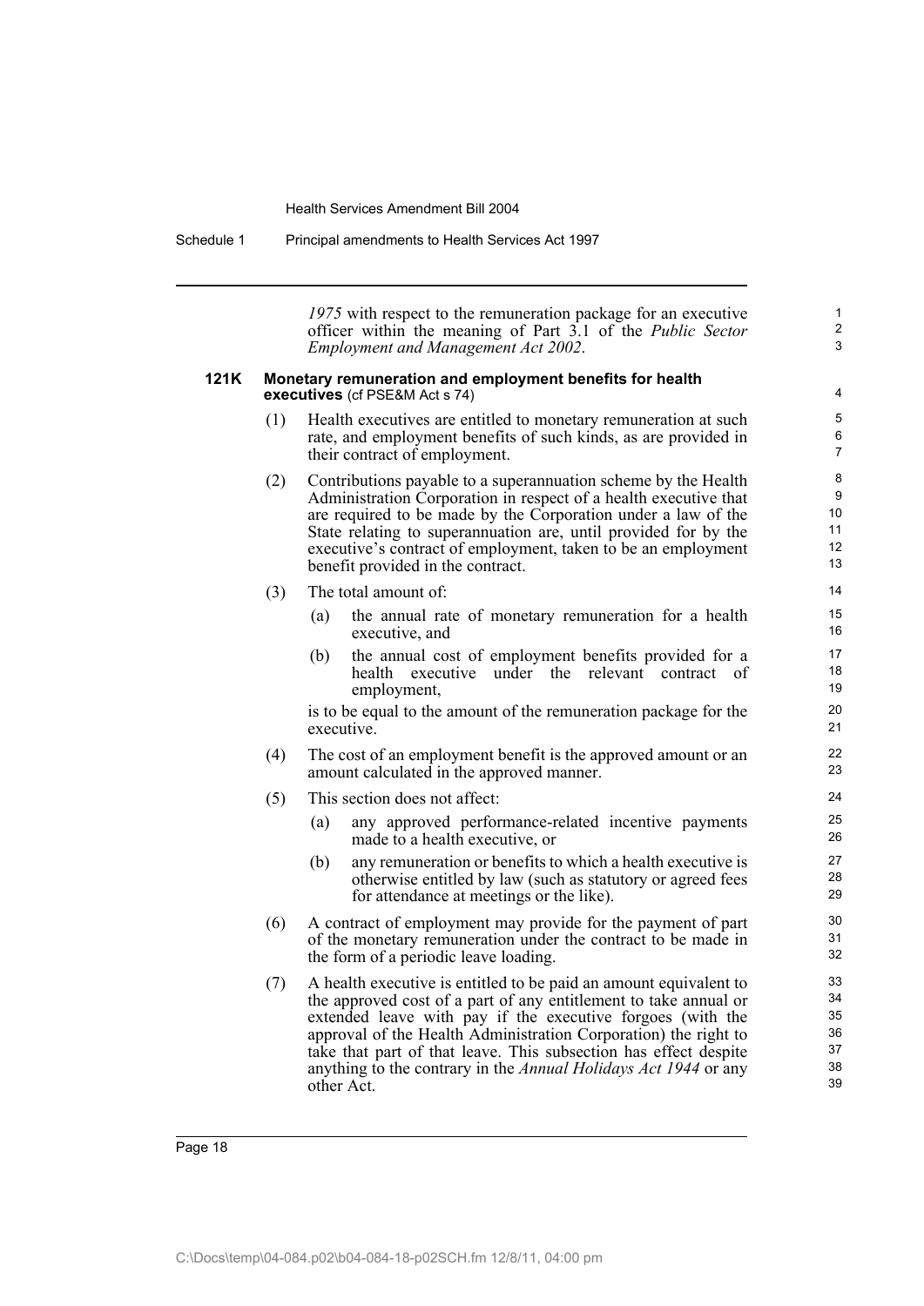*1975* with respect to the remuneration package for an executive officer within the meaning of Part 3.1 of the *Public Sector Employment and Management Act 2002*.

### 121K Monetary remuneration and employment benefits for health executives (cf PSE&M Act s 74)

(1) Health executives are entitled to monetary remuneration at such rate, and employment benefits of such kinds, as are provided in their contract of employment.

(2) Contributions payable to a superannuation scheme by the Health Administration Corporation in respect of a health executive that are required to be made by the Corporation under a law of the State relating to superannuation are, until provided for by the executive's contract of employment, taken to be an employment benefit provided in the contract.

(3) The total amount of:

- (a) the annual rate of monetary remuneration for a health executive, and
- (b) the annual cost of employment benefits provided for a health executive under the relevant contract of employment,

is to be equal to the amount of the remuneration package for the executive.

(4) The cost of an employment benefit is the approved amount or an amount calculated in the approved manner.

(5) This section does not affect:

- (a) any approved performance-related incentive payments made to a health executive, or
- (b) any remuneration or benefits to which a health executive is otherwise entitled by law (such as statutory or agreed fees for attendance at meetings or the like).

(6) A contract of employment may provide for the payment of part of the monetary remuneration under the contract to be made in the form of a periodic leave loading.

(7) A health executive is entitled to be paid an amount equivalent to the approved cost of a part of any entitlement to take annual or extended leave with pay if the executive forgoes (with the approval of the Health Administration Corporation) the right to take that part of that leave. This subsection has effect despite anything to the contrary in the *Annual Holidays Act 1944* or any other Act.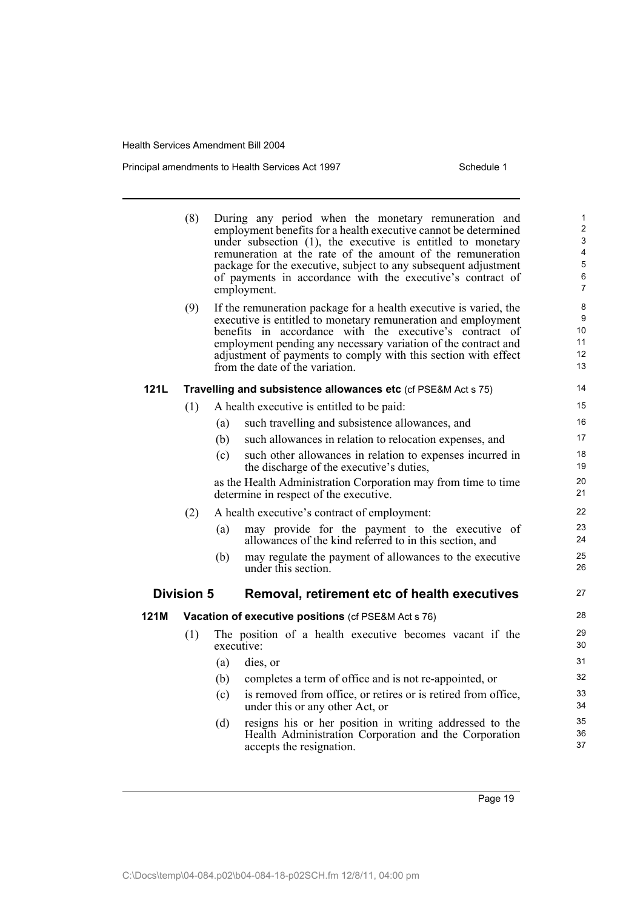(8) During any period when the monetary remuneration and employment benefits for a health executive cannot be determined under subsection (1), the executive is entitled to monetary remuneration at the rate of the amount of the remuneration package for the executive, subject to any subsequent adjustment of payments in accordance with the executive's contract of employment.

(9) If the remuneration package for a health executive is varied, the executive is entitled to monetary remuneration and employment benefits in accordance with the executive's contract of employment pending any necessary variation of the contract and adjustment of payments to comply with this section with effect from the date of the variation.

**121L Travelling and subsistence allowances etc** (cf PSE&M Act s 75)

(1) A health executive is entitled to be paid:

(a) such travelling and subsistence allowances, and

(b) such allowances in relation to relocation expenses, and

(c) such other allowances in relation to expenses incurred in the discharge of the executive's duties,

as the Health Administration Corporation may from time to time determine in respect of the executive.

(2) A health executive's contract of employment:

(a) may provide for the payment to the executive of allowances of the kind referred to in this section, and

(b) may regulate the payment of allowances to the executive under this section.

## Division 5 Removal, retirement etc of health executives

**121M Vacation of executive positions** (cf PSE&M Act s 76)

(1) The position of a health executive becomes vacant if the executive:

(a) dies, or

(b) completes a term of office and is not re-appointed, or

(c) is removed from office, or retires or is retired from office, under this or any other Act, or

(d) resigns his or her position in writing addressed to the Health Administration Corporation and the Corporation accepts the resignation.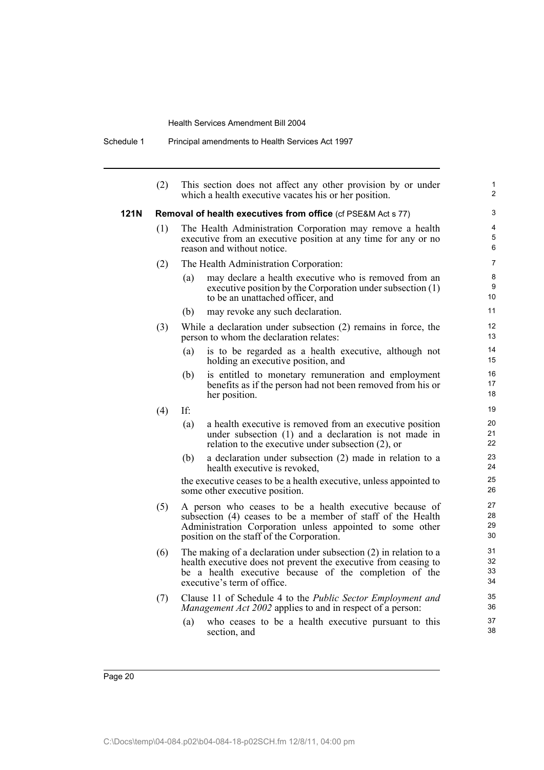(2) This section does not affect any other provision by or under which a health executive vacates his or her position.

**121N Removal of health executives from office** (cf PSE&M Act s 77)

(1) The Health Administration Corporation may remove a health executive from an executive position at any time for any or no reason and without notice.

(2) The Health Administration Corporation:

(a) may declare a health executive who is removed from an executive position by the Corporation under subsection (1) to be an unattached officer, and

(b) may revoke any such declaration.

(3) While a declaration under subsection (2) remains in force, the person to whom the declaration relates:

(a) is to be regarded as a health executive, although not holding an executive position, and

(b) is entitled to monetary remuneration and employment benefits as if the person had not been removed from his or her position.

(4) If:

(a) a health executive is removed from an executive position under subsection (1) and a declaration is not made in relation to the executive under subsection (2), or

(b) a declaration under subsection (2) made in relation to a health executive is revoked,

the executive ceases to be a health executive, unless appointed to some other executive position.

(5) A person who ceases to be a health executive because of subsection (4) ceases to be a member of staff of the Health Administration Corporation unless appointed to some other position on the staff of the Corporation.

(6) The making of a declaration under subsection (2) in relation to a health executive does not prevent the executive from ceasing to be a health executive because of the completion of the executive's term of office.

(7) Clause 11 of Schedule 4 to the *Public Sector Employment and Management Act 2002* applies to and in respect of a person:

(a) who ceases to be a health executive pursuant to this section, and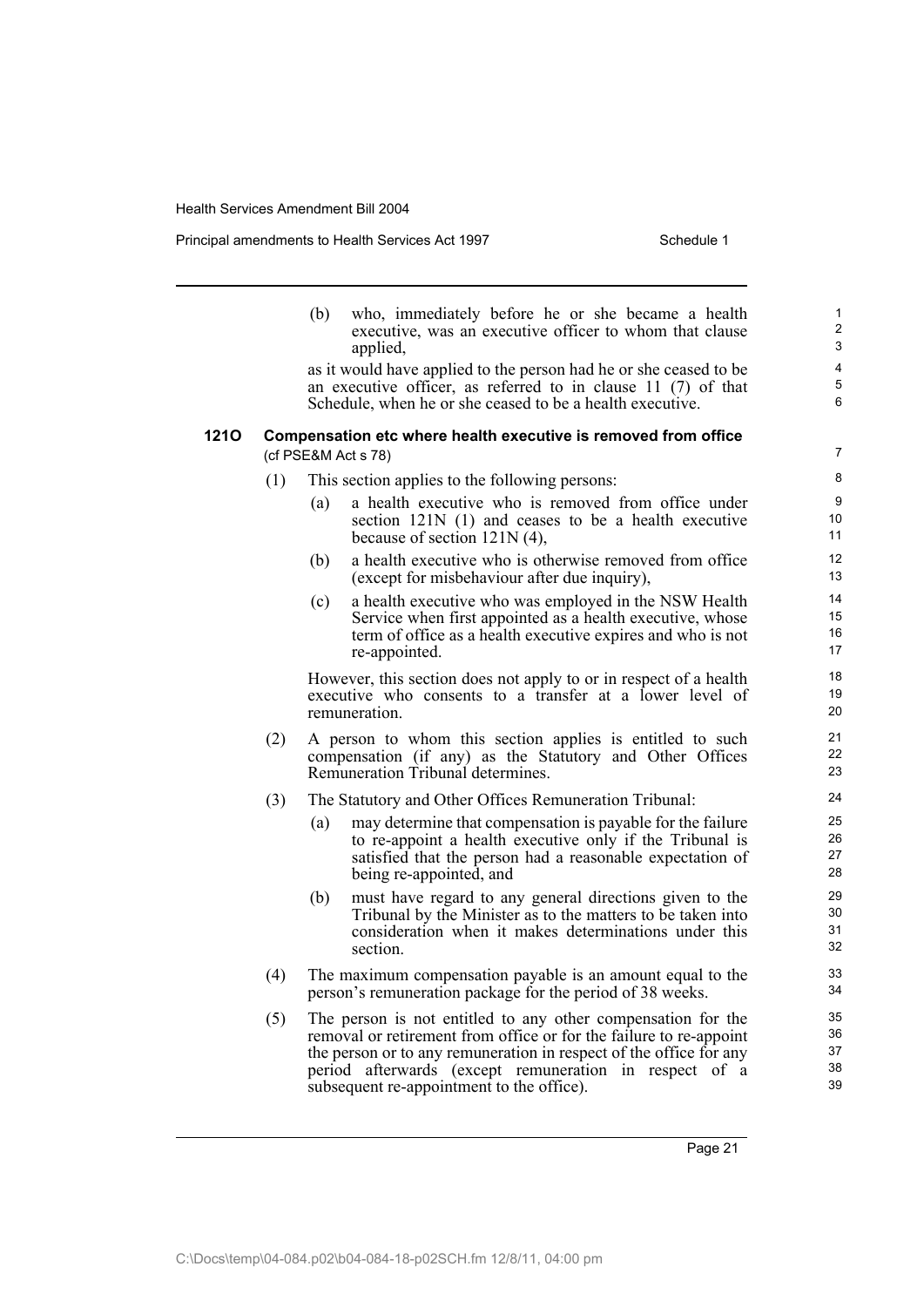(b) who, immediately before he or she became a health executive, was an executive officer to whom that clause applied,

as it would have applied to the person had he or she ceased to be an executive officer, as referred to in clause 11 (7) of that Schedule, when he or she ceased to be a health executive.

### 121O Compensation etc where health executive is removed from office

(cf PSE&M Act s 78)

(1) This section applies to the following persons:

(a) a health executive who is removed from office under section 121N (1) and ceases to be a health executive because of section 121N (4),

(b) a health executive who is otherwise removed from office (except for misbehaviour after due inquiry),

(c) a health executive who was employed in the NSW Health Service when first appointed as a health executive, whose term of office as a health executive expires and who is not re-appointed.

However, this section does not apply to or in respect of a health executive who consents to a transfer at a lower level of remuneration.

(2) A person to whom this section applies is entitled to such compensation (if any) as the Statutory and Other Offices Remuneration Tribunal determines.

(3) The Statutory and Other Offices Remuneration Tribunal:

(a) may determine that compensation is payable for the failure to re-appoint a health executive only if the Tribunal is satisfied that the person had a reasonable expectation of being re-appointed, and

(b) must have regard to any general directions given to the Tribunal by the Minister as to the matters to be taken into consideration when it makes determinations under this section.

(4) The maximum compensation payable is an amount equal to the person's remuneration package for the period of 38 weeks.

(5) The person is not entitled to any other compensation for the removal or retirement from office or for the failure to re-appoint the person or to any remuneration in respect of the office for any period afterwards (except remuneration in respect of a subsequent re-appointment to the office).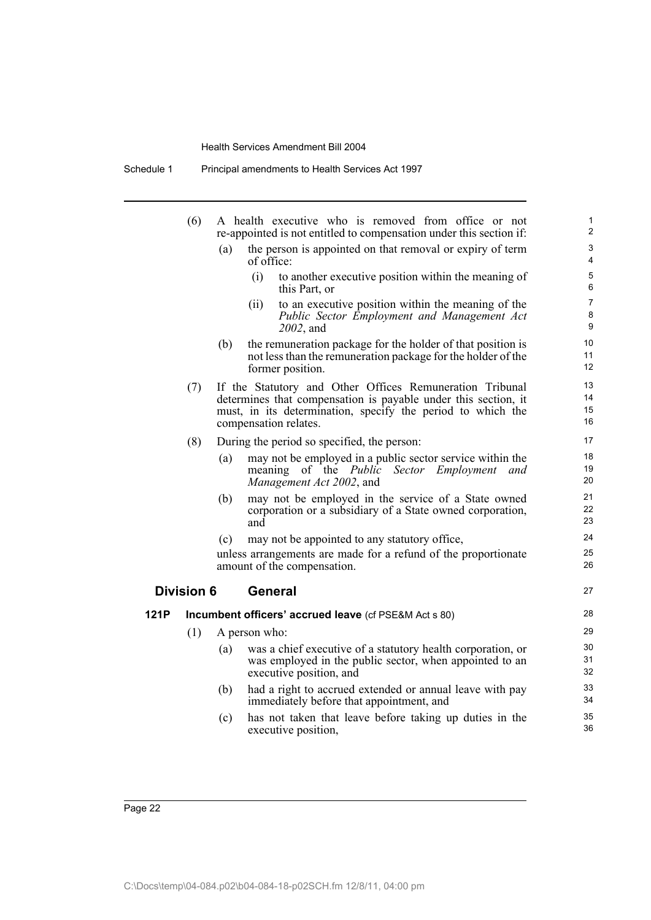(6) A health executive who is removed from office or not re-appointed is not entitled to compensation under this section if:

(a) the person is appointed on that removal or expiry of term of office:

(i) to another executive position within the meaning of this Part, or

(ii) to an executive position within the meaning of the *Public Sector Employment and Management Act 2002*, and

(b) the remuneration package for the holder of that position is not less than the remuneration package for the holder of the former position.

(7) If the Statutory and Other Offices Remuneration Tribunal determines that compensation is payable under this section, it must, in its determination, specify the period to which the compensation relates.

(8) During the period so specified, the person:

(a) may not be employed in a public sector service within the meaning of the *Public Sector Employment and Management Act 2002*, and

(b) may not be employed in the service of a State owned corporation or a subsidiary of a State owned corporation, and

(c) may not be appointed to any statutory office,

unless arrangements are made for a refund of the proportionate amount of the compensation.

## Division 6 General

### 121P Incumbent officers' accrued leave (cf PSE&M Act s 80)

(1) A person who:

(a) was a chief executive of a statutory health corporation, or was employed in the public sector, when appointed to an executive position, and

(b) had a right to accrued extended or annual leave with pay immediately before that appointment, and

(c) has not taken that leave before taking up duties in the executive position,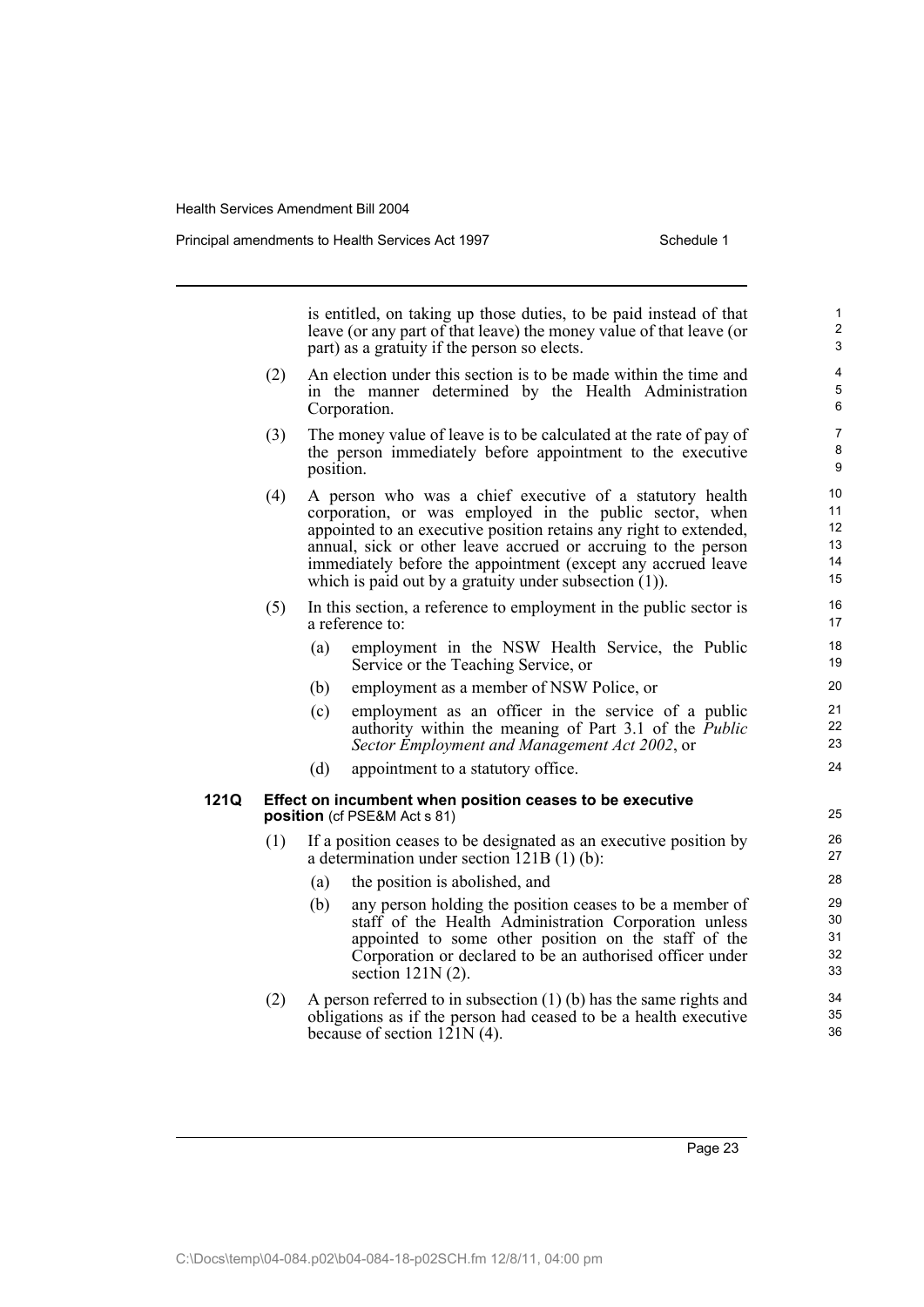is entitled, on taking up those duties, to be paid instead of that leave (or any part of that leave) the money value of that leave (or part) as a gratuity if the person so elects.

(2) An election under this section is to be made within the time and in the manner determined by the Health Administration Corporation.

(3) The money value of leave is to be calculated at the rate of pay of the person immediately before appointment to the executive position.

(4) A person who was a chief executive of a statutory health corporation, or was employed in the public sector, when appointed to an executive position retains any right to extended, annual, sick or other leave accrued or accruing to the person immediately before the appointment (except any accrued leave which is paid out by a gratuity under subsection (1)).

(5) In this section, a reference to employment in the public sector is a reference to:

- (a) employment in the NSW Health Service, the Public Service or the Teaching Service, or
- (b) employment as a member of NSW Police, or
- (c) employment as an officer in the service of a public authority within the meaning of Part 3.1 of the *Public Sector Employment and Management Act 2002*, or
- (d) appointment to a statutory office.

**121Q Effect on incumbent when position ceases to be executive position** (cf PSE&M Act s 81)

(1) If a position ceases to be designated as an executive position by a determination under section 121B (1) (b):

- (a) the position is abolished, and
- (b) any person holding the position ceases to be a member of staff of the Health Administration Corporation unless appointed to some other position on the staff of the Corporation or declared to be an authorised officer under section 121N (2).

(2) A person referred to in subsection (1) (b) has the same rights and obligations as if the person had ceased to be a health executive because of section 121N (4).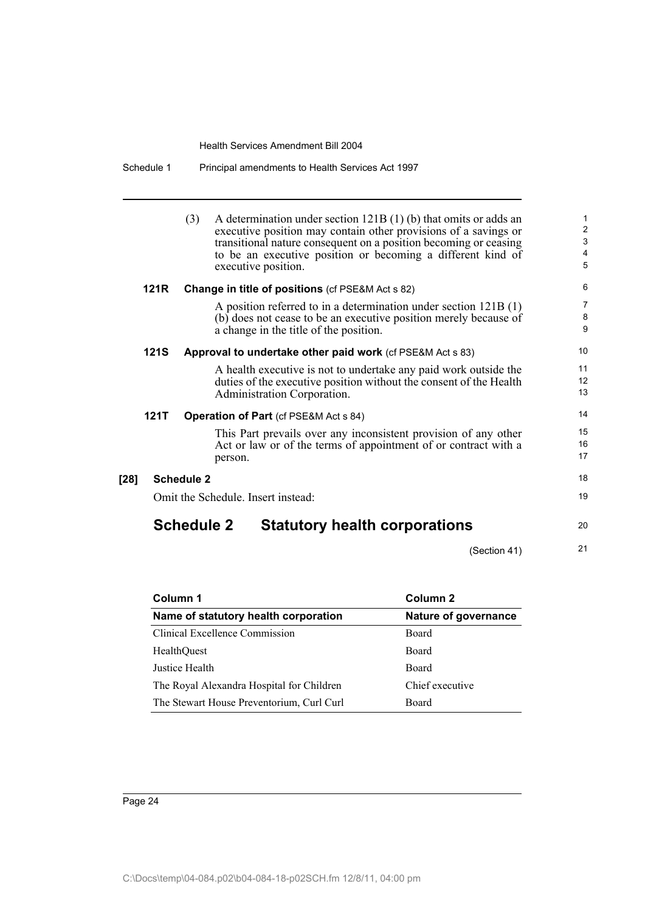(3) A determination under section 121B (1) (b) that omits or adds an executive position may contain other provisions of a savings or transitional nature consequent on a position becoming or ceasing to be an executive position or becoming a different kind of executive position.

**121R Change in title of positions** (cf PSE&M Act s 82)

A position referred to in a determination under section 121B (1) (b) does not cease to be an executive position merely because of a change in the title of the position.

**121S Approval to undertake other paid work** (cf PSE&M Act s 83)

A health executive is not to undertake any paid work outside the duties of the executive position without the consent of the Health Administration Corporation.

**121T Operation of Part** (cf PSE&M Act s 84)

This Part prevails over any inconsistent provision of any other Act or law or of the terms of appointment of or contract with a person.

**[28] Schedule 2**

Omit the Schedule. Insert instead:

## Schedule 2 Statutory health corporations

(Section 41)

| Column 1 | Column 2 |
|---|---|
| **Name of statutory health corporation** | **Nature of governance** |
| Clinical Excellence Commission | Board |
| HealthQuest | Board |
| Justice Health | Board |
| The Royal Alexandra Hospital for Children | Chief executive |
| The Stewart House Preventorium, Curl Curl | Board |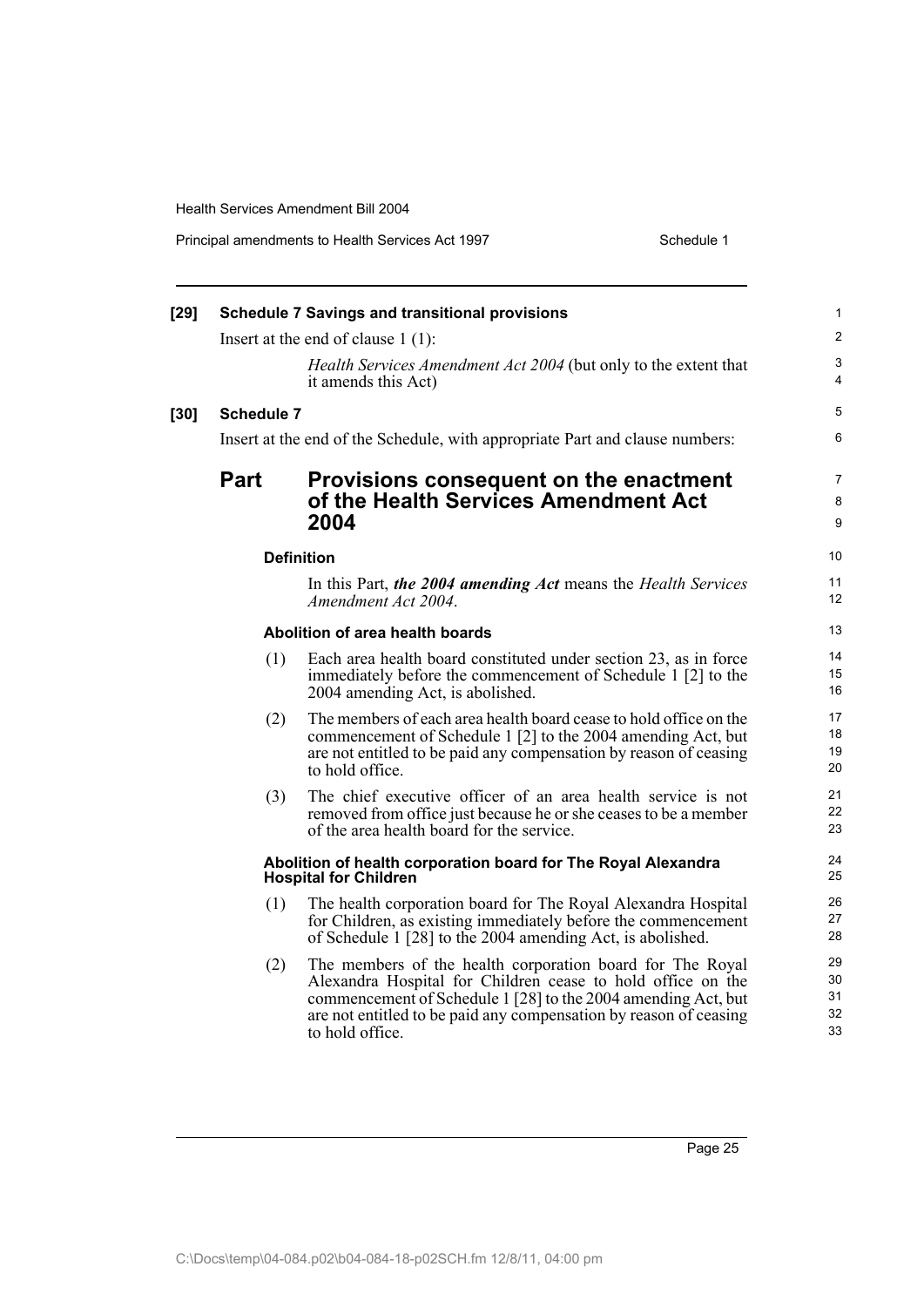**[29] Schedule 7 Savings and transitional provisions**

Insert at the end of clause 1 (1):

*Health Services Amendment Act 2004* (but only to the extent that it amends this Act)

**[30] Schedule 7**

Insert at the end of the Schedule, with appropriate Part and clause numbers:

## Part Provisions consequent on the enactment of the Health Services Amendment Act 2004

**Definition**

In this Part, ***the 2004 amending Act*** means the *Health Services Amendment Act 2004*.

**Abolition of area health boards**

(1) Each area health board constituted under section 23, as in force immediately before the commencement of Schedule 1 [2] to the 2004 amending Act, is abolished.

(2) The members of each area health board cease to hold office on the commencement of Schedule 1 [2] to the 2004 amending Act, but are not entitled to be paid any compensation by reason of ceasing to hold office.

(3) The chief executive officer of an area health service is not removed from office just because he or she ceases to be a member of the area health board for the service.

**Abolition of health corporation board for The Royal Alexandra Hospital for Children**

(1) The health corporation board for The Royal Alexandra Hospital for Children, as existing immediately before the commencement of Schedule 1 [28] to the 2004 amending Act, is abolished.

(2) The members of the health corporation board for The Royal Alexandra Hospital for Children cease to hold office on the commencement of Schedule 1 [28] to the 2004 amending Act, but are not entitled to be paid any compensation by reason of ceasing to hold office.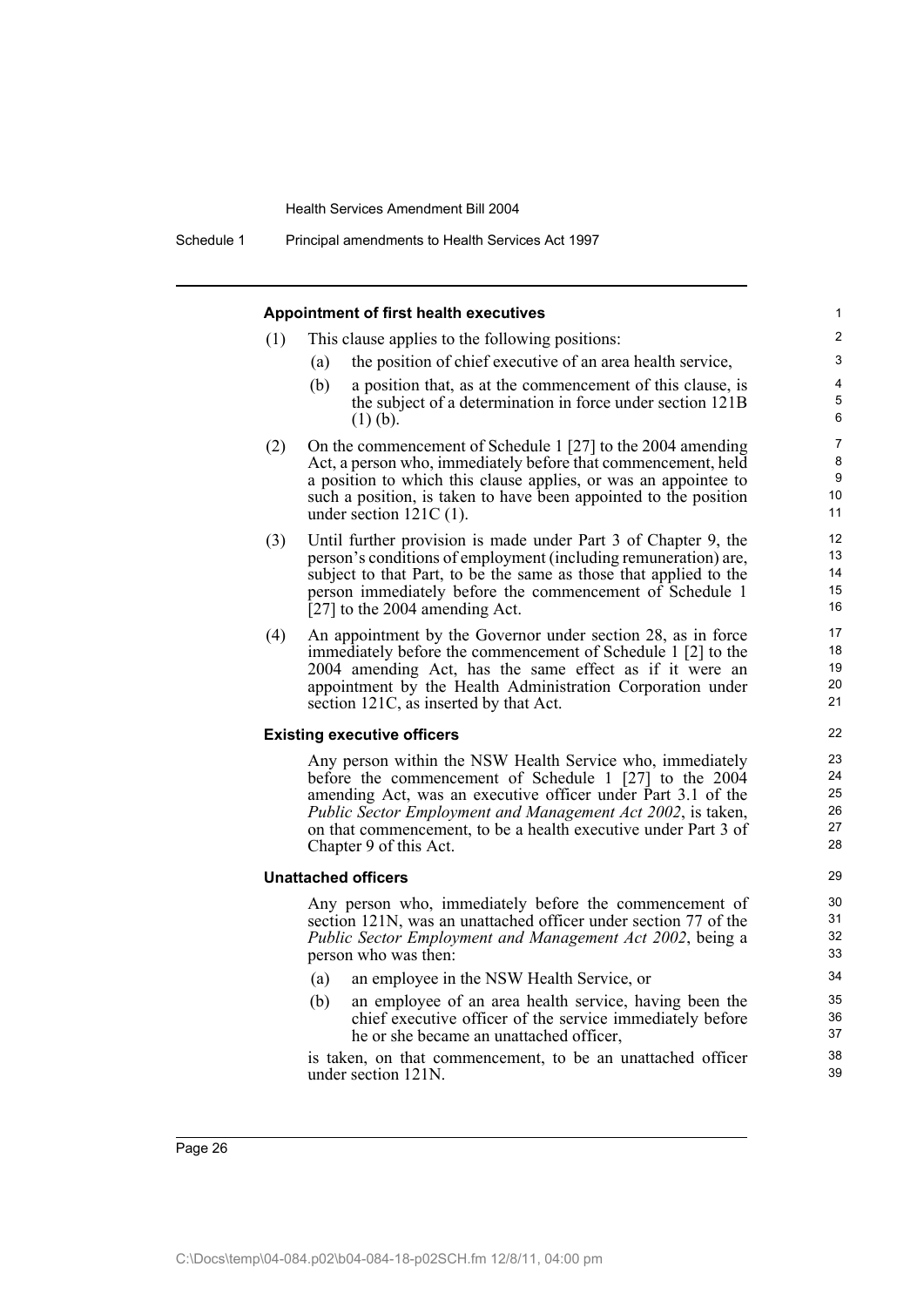**Appointment of first health executives**

(1) This clause applies to the following positions:

(a) the position of chief executive of an area health service,

(b) a position that, as at the commencement of this clause, is the subject of a determination in force under section 121B (1) (b).

(2) On the commencement of Schedule 1 [27] to the 2004 amending Act, a person who, immediately before that commencement, held a position to which this clause applies, or was an appointee to such a position, is taken to have been appointed to the position under section 121C (1).

(3) Until further provision is made under Part 3 of Chapter 9, the person's conditions of employment (including remuneration) are, subject to that Part, to be the same as those that applied to the person immediately before the commencement of Schedule 1 [27] to the 2004 amending Act.

(4) An appointment by the Governor under section 28, as in force immediately before the commencement of Schedule 1 [2] to the 2004 amending Act, has the same effect as if it were an appointment by the Health Administration Corporation under section 121C, as inserted by that Act.

**Existing executive officers**

Any person within the NSW Health Service who, immediately before the commencement of Schedule 1 [27] to the 2004 amending Act, was an executive officer under Part 3.1 of the *Public Sector Employment and Management Act 2002*, is taken, on that commencement, to be a health executive under Part 3 of Chapter 9 of this Act.

**Unattached officers**

Any person who, immediately before the commencement of section 121N, was an unattached officer under section 77 of the *Public Sector Employment and Management Act 2002*, being a person who was then:

(a) an employee in the NSW Health Service, or

(b) an employee of an area health service, having been the chief executive officer of the service immediately before he or she became an unattached officer,

is taken, on that commencement, to be an unattached officer under section 121N.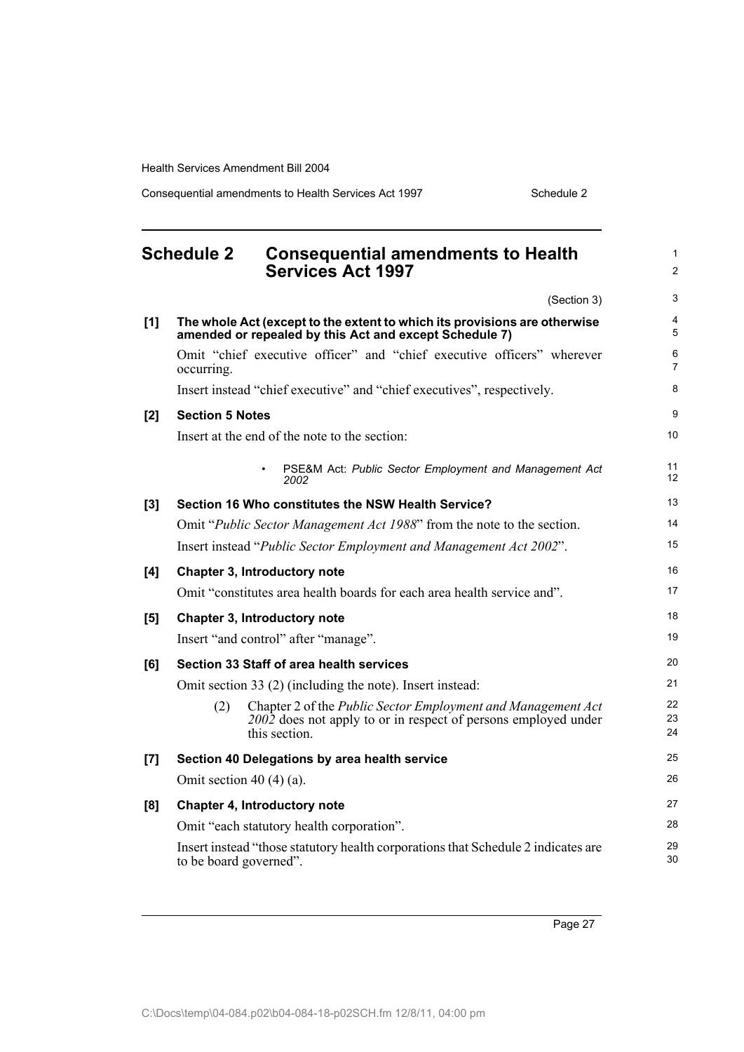## Schedule 2 Consequential amendments to Health Services Act 1997

(Section 3)

**[1] The whole Act (except to the extent to which its provisions are otherwise amended or repealed by this Act and except Schedule 7)**

Omit "chief executive officer" and "chief executive officers" wherever occurring.

Insert instead "chief executive" and "chief executives", respectively.

**[2] Section 5 Notes**

Insert at the end of the note to the section:

- PSE&M Act: *Public Sector Employment and Management Act 2002*

**[3] Section 16 Who constitutes the NSW Health Service?**

Omit "*Public Sector Management Act 1988*" from the note to the section.

Insert instead "*Public Sector Employment and Management Act 2002*".

**[4] Chapter 3, Introductory note**

Omit "constitutes area health boards for each area health service and".

**[5] Chapter 3, Introductory note**

Insert "and control" after "manage".

**[6] Section 33 Staff of area health services**

Omit section 33 (2) (including the note). Insert instead:

(2) Chapter 2 of the *Public Sector Employment and Management Act 2002* does not apply to or in respect of persons employed under this section.

**[7] Section 40 Delegations by area health service**

Omit section 40 (4) (a).

**[8] Chapter 4, Introductory note**

Omit "each statutory health corporation".

Insert instead "those statutory health corporations that Schedule 2 indicates are to be board governed".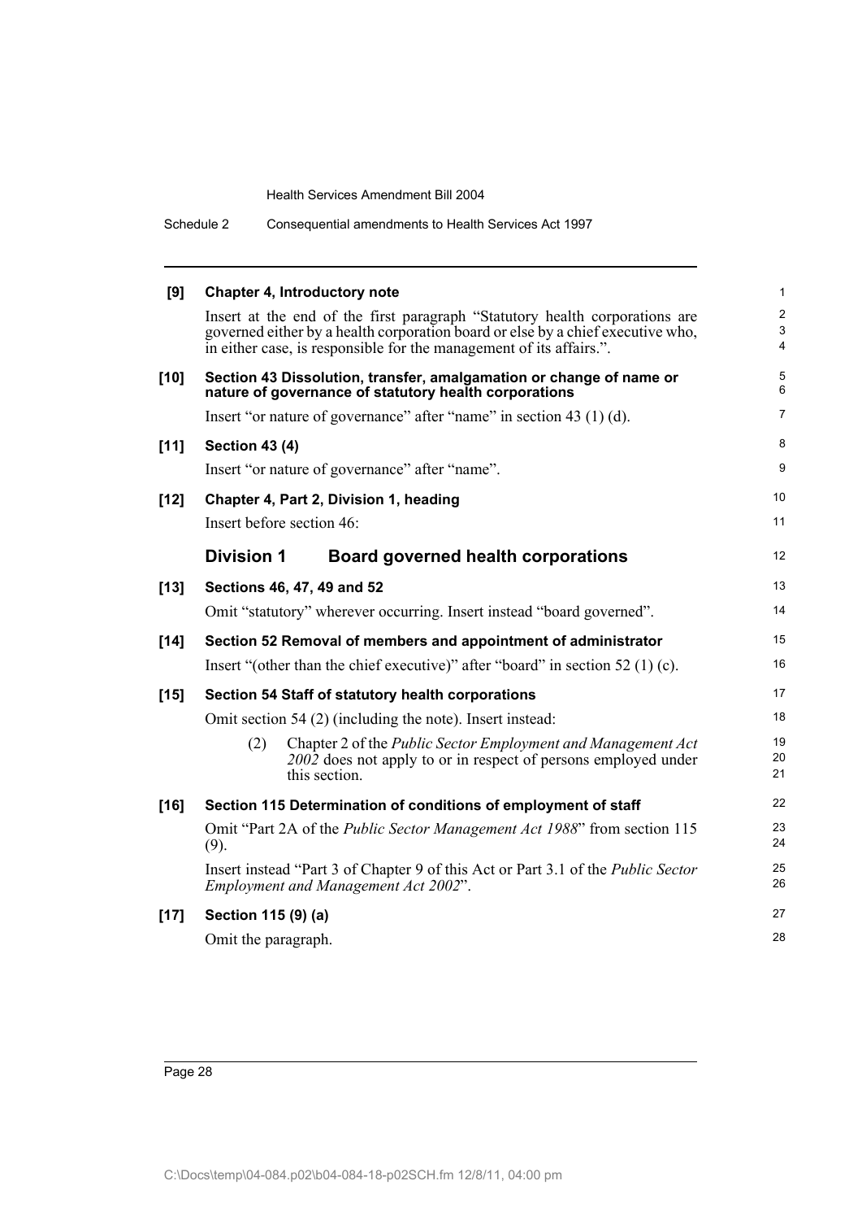**[9] Chapter 4, Introductory note**

Insert at the end of the first paragraph "Statutory health corporations are governed either by a health corporation board or else by a chief executive who, in either case, is responsible for the management of its affairs.".

**[10] Section 43 Dissolution, transfer, amalgamation or change of name or nature of governance of statutory health corporations**

Insert "or nature of governance" after "name" in section 43 (1) (d).

**[11] Section 43 (4)**

Insert "or nature of governance" after "name".

**[12] Chapter 4, Part 2, Division 1, heading**

Insert before section 46:

## Division 1 Board governed health corporations

**[13] Sections 46, 47, 49 and 52**

Omit "statutory" wherever occurring. Insert instead "board governed".

**[14] Section 52 Removal of members and appointment of administrator**

Insert "(other than the chief executive)" after "board" in section 52 (1) (c).

**[15] Section 54 Staff of statutory health corporations**

Omit section 54 (2) (including the note). Insert instead:

(2) Chapter 2 of the *Public Sector Employment and Management Act 2002* does not apply to or in respect of persons employed under this section.

**[16] Section 115 Determination of conditions of employment of staff**

Omit "Part 2A of the *Public Sector Management Act 1988*" from section 115 (9).

Insert instead "Part 3 of Chapter 9 of this Act or Part 3.1 of the *Public Sector Employment and Management Act 2002*".

**[17] Section 115 (9) (a)**

Omit the paragraph.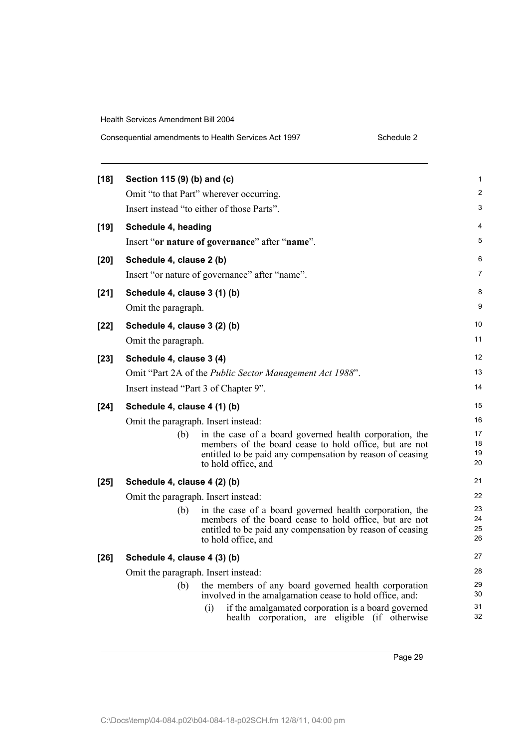**[18] Section 115 (9) (b) and (c)**

Omit "to that Part" wherever occurring.

Insert instead "to either of those Parts".

**[19] Schedule 4, heading**

Insert "**or nature of governance**" after "**name**".

**[20] Schedule 4, clause 2 (b)**

Insert "or nature of governance" after "name".

**[21] Schedule 4, clause 3 (1) (b)**

Omit the paragraph.

**[22] Schedule 4, clause 3 (2) (b)**

Omit the paragraph.

**[23] Schedule 4, clause 3 (4)**

Omit "Part 2A of the *Public Sector Management Act 1988*".

Insert instead "Part 3 of Chapter 9".

**[24] Schedule 4, clause 4 (1) (b)**

Omit the paragraph. Insert instead:

> (b) in the case of a board governed health corporation, the members of the board cease to hold office, but are not entitled to be paid any compensation by reason of ceasing to hold office, and

**[25] Schedule 4, clause 4 (2) (b)**

Omit the paragraph. Insert instead:

> (b) in the case of a board governed health corporation, the members of the board cease to hold office, but are not entitled to be paid any compensation by reason of ceasing to hold office, and

**[26] Schedule 4, clause 4 (3) (b)**

Omit the paragraph. Insert instead:

> (b) the members of any board governed health corporation involved in the amalgamation cease to hold office, and:
>
> > (i) if the amalgamated corporation is a board governed health corporation, are eligible (if otherwise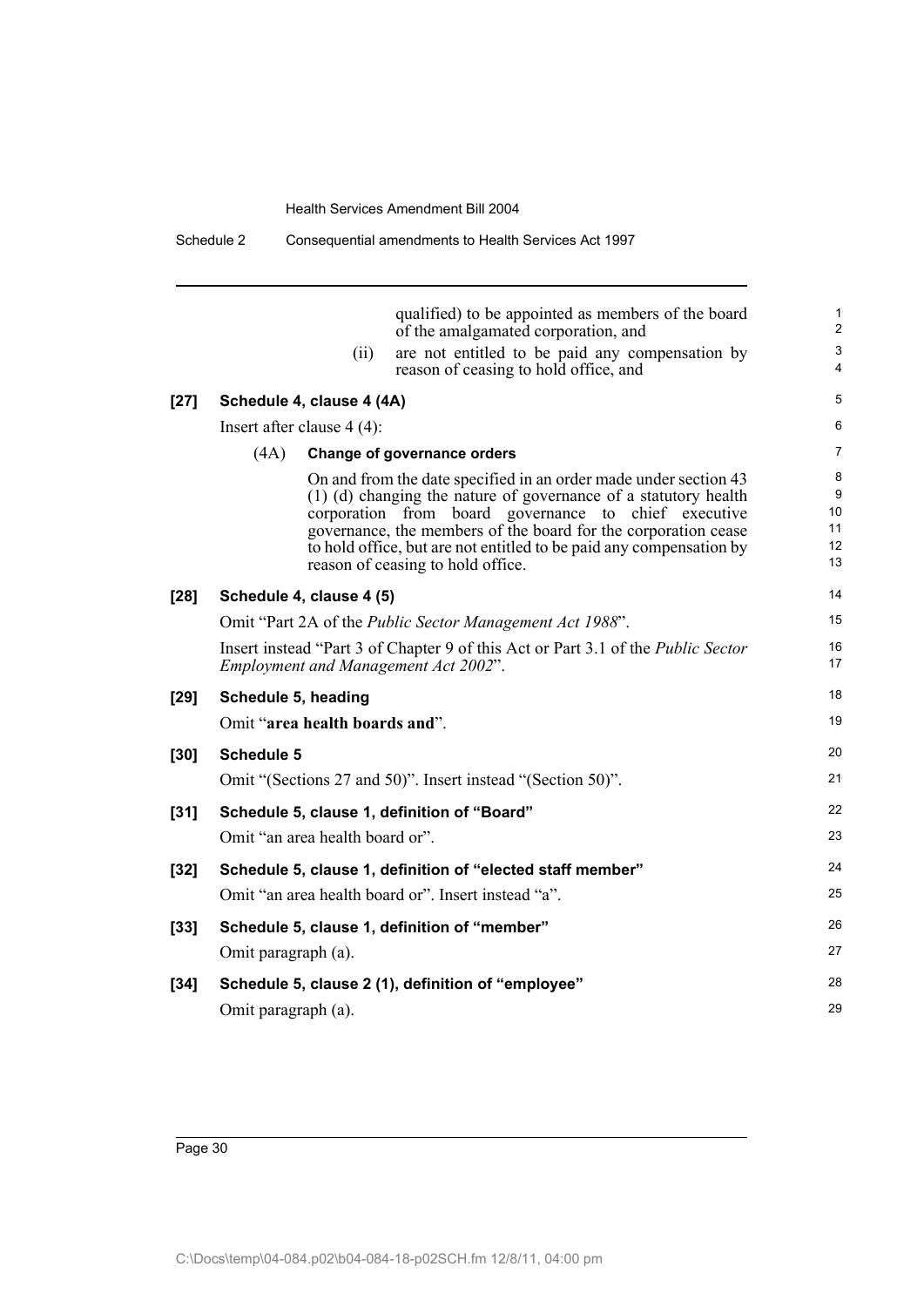qualified) to be appointed as members of the board of the amalgamated corporation, and

(ii) are not entitled to be paid any compensation by reason of ceasing to hold office, and

**[27] Schedule 4, clause 4 (4A)**

Insert after clause 4 (4):

(4A) **Change of governance orders**

On and from the date specified in an order made under section 43 (1) (d) changing the nature of governance of a statutory health corporation from board governance to chief executive governance, the members of the board for the corporation cease to hold office, but are not entitled to be paid any compensation by reason of ceasing to hold office.

**[28] Schedule 4, clause 4 (5)**

Omit "Part 2A of the *Public Sector Management Act 1988*".

Insert instead "Part 3 of Chapter 9 of this Act or Part 3.1 of the *Public Sector Employment and Management Act 2002*".

**[29] Schedule 5, heading**

Omit "**area health boards and**".

**[30] Schedule 5**

Omit "(Sections 27 and 50)". Insert instead "(Section 50)".

**[31] Schedule 5, clause 1, definition of "Board"**

Omit "an area health board or".

**[32] Schedule 5, clause 1, definition of "elected staff member"**

Omit "an area health board or". Insert instead "a".

**[33] Schedule 5, clause 1, definition of "member"**

Omit paragraph (a).

**[34] Schedule 5, clause 2 (1), definition of "employee"**

Omit paragraph (a).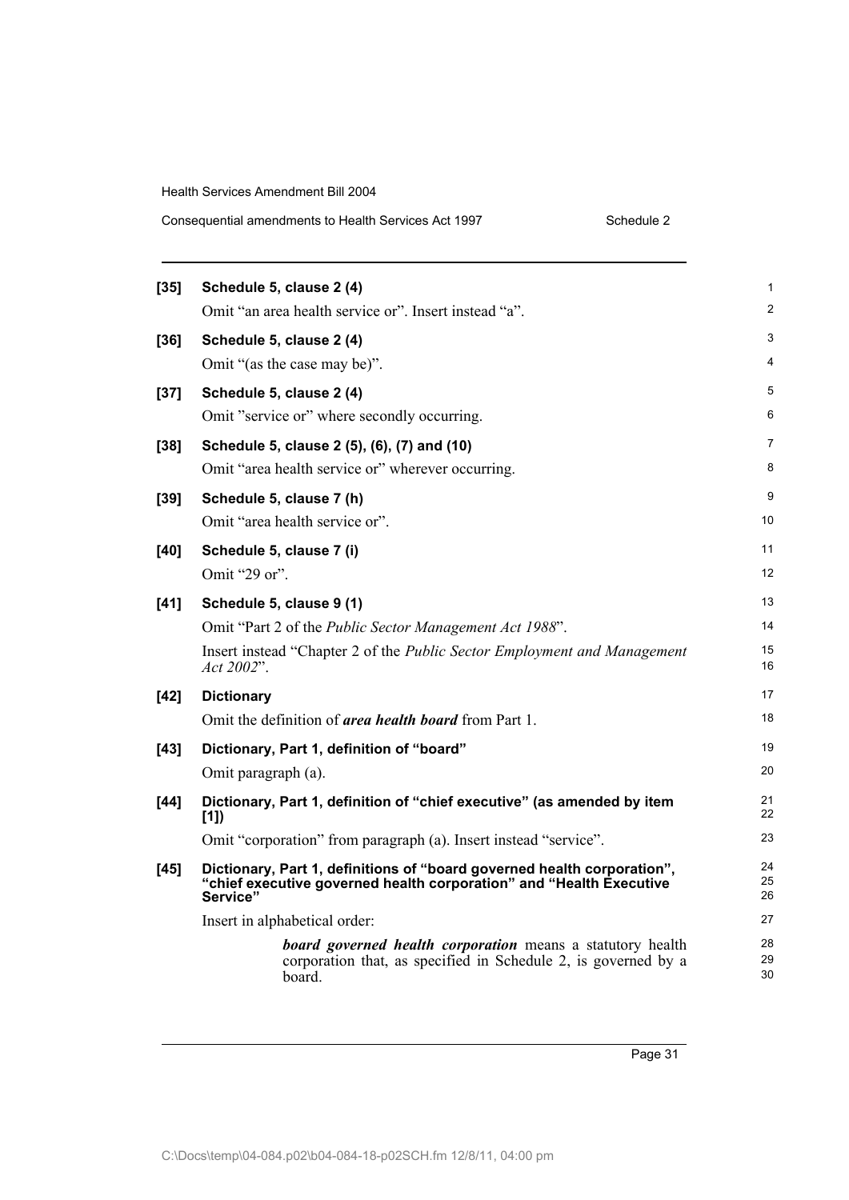**[35] Schedule 5, clause 2 (4)**

Omit "an area health service or". Insert instead "a".

**[36] Schedule 5, clause 2 (4)**

Omit "(as the case may be)".

**[37] Schedule 5, clause 2 (4)**

Omit "service or" where secondly occurring.

**[38] Schedule 5, clause 2 (5), (6), (7) and (10)**

Omit "area health service or" wherever occurring.

**[39] Schedule 5, clause 7 (h)**

Omit "area health service or".

**[40] Schedule 5, clause 7 (i)**

Omit "29 or".

**[41] Schedule 5, clause 9 (1)**

Omit "Part 2 of the *Public Sector Management Act 1988*".

Insert instead "Chapter 2 of the *Public Sector Employment and Management Act 2002*".

**[42] Dictionary**

Omit the definition of ***area health board*** from Part 1.

**[43] Dictionary, Part 1, definition of "board"**

Omit paragraph (a).

**[44] Dictionary, Part 1, definition of "chief executive" (as amended by item [1])**

Omit "corporation" from paragraph (a). Insert instead "service".

**[45] Dictionary, Part 1, definitions of "board governed health corporation", "chief executive governed health corporation" and "Health Executive Service"**

Insert in alphabetical order:

> ***board governed health corporation*** means a statutory health corporation that, as specified in Schedule 2, is governed by a board.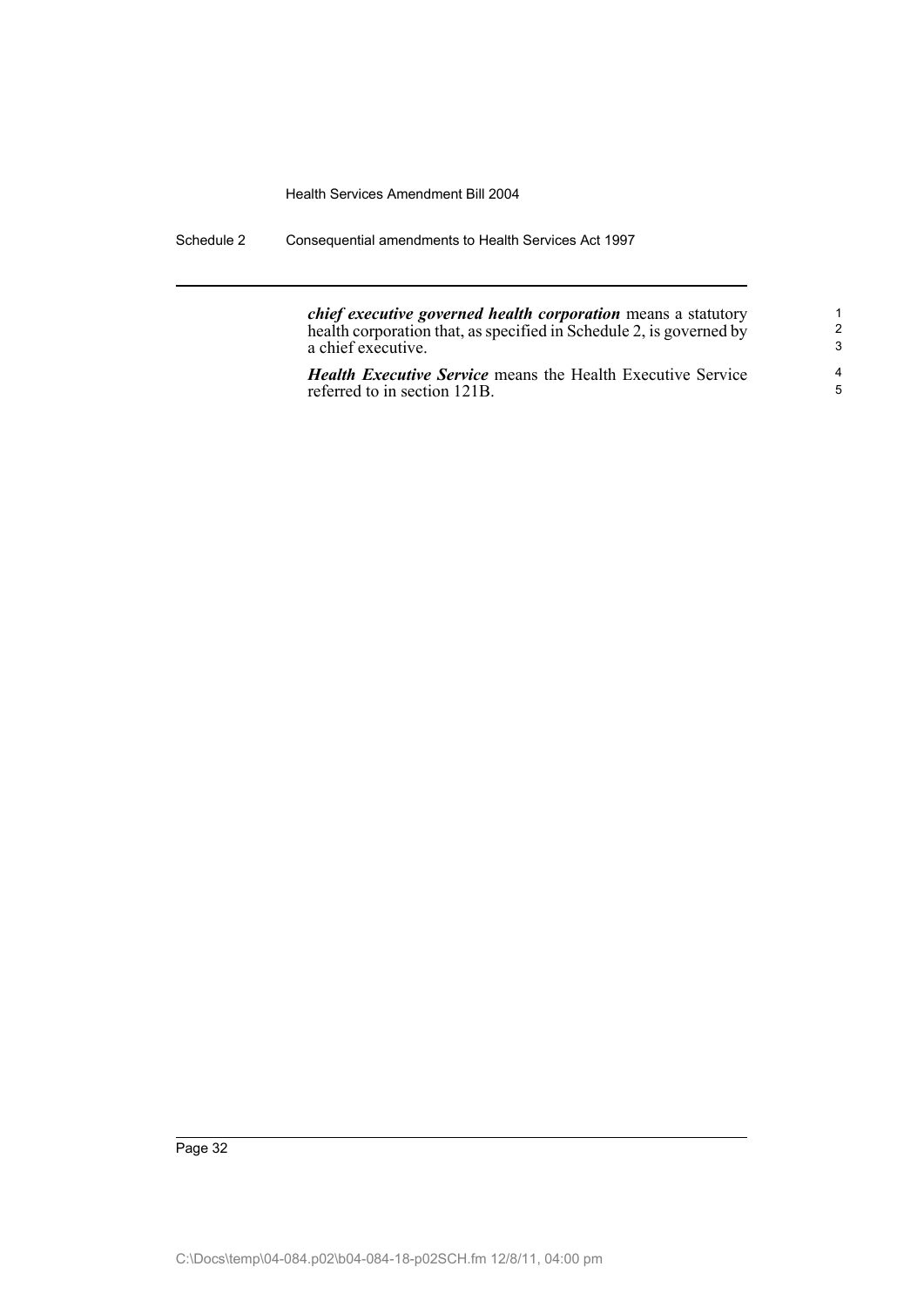***chief executive governed health corporation*** means a statutory health corporation that, as specified in Schedule 2, is governed by a chief executive.

***Health Executive Service*** means the Health Executive Service referred to in section 121B.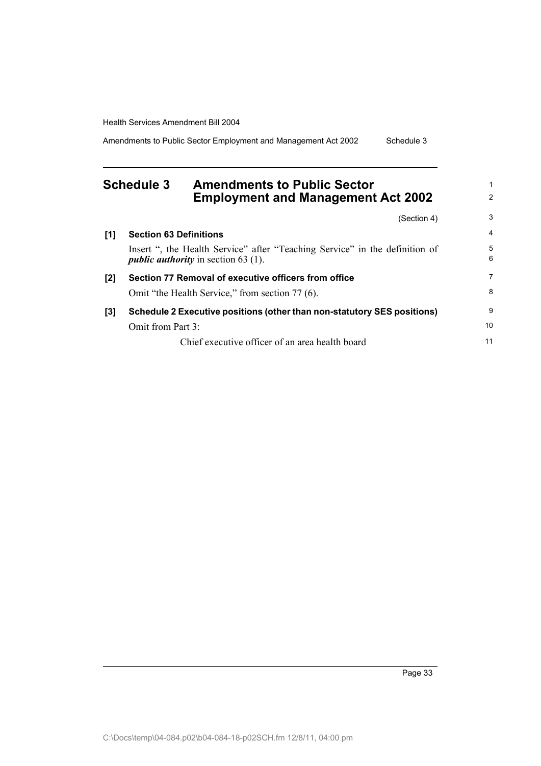## Schedule 3 Amendments to Public Sector Employment and Management Act 2002

(Section 4)

**[1] Section 63 Definitions**

Insert ", the Health Service" after "Teaching Service" in the definition of ***public authority*** in section 63 (1).

**[2] Section 77 Removal of executive officers from office**

Omit "the Health Service," from section 77 (6).

**[3] Schedule 2 Executive positions (other than non-statutory SES positions)**

Omit from Part 3:

Chief executive officer of an area health board